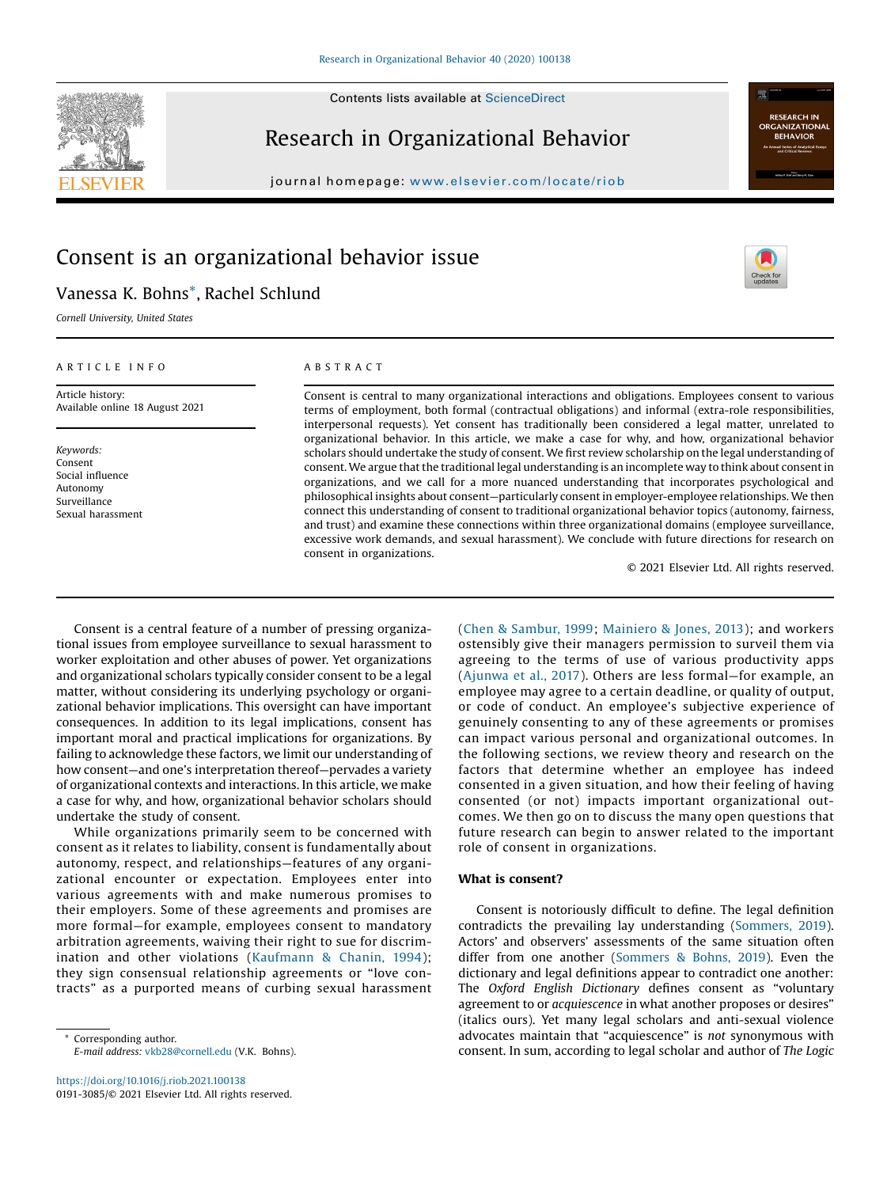# Consent is an organizational behavior issue

Vanessa K. Bohns*, Rachel Schlund

*Cornell University, United States*

ARTICLE INFO

Article history:
Available online 18 August 2021

*Keywords:*
Consent
Social influence
Autonomy
Surveillance
Sexual harassment

ABSTRACT

Consent is central to many organizational interactions and obligations. Employees consent to various terms of employment, both formal (contractual obligations) and informal (extra-role responsibilities, interpersonal requests). Yet consent has traditionally been considered a legal matter, unrelated to organizational behavior. In this article, we make a case for why, and how, organizational behavior scholars should undertake the study of consent. We first review scholarship on the legal understanding of consent. We argue that the traditional legal understanding is an incomplete way to think about consent in organizations, and we call for a more nuanced understanding that incorporates psychological and philosophical insights about consent—particularly consent in employer-employee relationships. We then connect this understanding of consent to traditional organizational behavior topics (autonomy, fairness, and trust) and examine these connections within three organizational domains (employee surveillance, excessive work demands, and sexual harassment). We conclude with future directions for research on consent in organizations.

© 2021 Elsevier Ltd. All rights reserved.

Consent is a central feature of a number of pressing organizational issues from employee surveillance to sexual harassment to worker exploitation and other abuses of power. Yet organizations and organizational scholars typically consider consent to be a legal matter, without considering its underlying psychology or organizational behavior implications. This oversight can have important consequences. In addition to its legal implications, consent has important moral and practical implications for organizations. By failing to acknowledge these factors, we limit our understanding of how consent—and one's interpretation thereof—pervades a variety of organizational contexts and interactions. In this article, we make a case for why, and how, organizational behavior scholars should undertake the study of consent.

While organizations primarily seem to be concerned with consent as it relates to liability, consent is fundamentally about autonomy, respect, and relationships—features of any organizational encounter or expectation. Employees enter into various agreements with and make numerous promises to their employers. Some of these agreements and promises are more formal—for example, employees consent to mandatory arbitration agreements, waiving their right to sue for discrimination and other violations (Kaufmann & Chanin, 1994); they sign consensual relationship agreements or "love contracts" as a purported means of curbing sexual harassment (Chen & Sambur, 1999; Mainiero & Jones, 2013); and workers ostensibly give their managers permission to surveil them via agreeing to the terms of use of various productivity apps (Ajunwa et al., 2017). Others are less formal—for example, an employee may agree to a certain deadline, or quality of output, or code of conduct. An employee's subjective experience of genuinely consenting to any of these agreements or promises can impact various personal and organizational outcomes. In the following sections, we review theory and research on the factors that determine whether an employee has indeed consented in a given situation, and how their feeling of having consented (or not) impacts important organizational outcomes. We then go on to discuss the many open questions that future research can begin to answer related to the important role of consent in organizations.

## What is consent?

Consent is notoriously difficult to define. The legal definition contradicts the prevailing lay understanding (Sommers, 2019). Actors' and observers' assessments of the same situation often differ from one another (Sommers & Bohns, 2019). Even the dictionary and legal definitions appear to contradict one another: The *Oxford English Dictionary* defines consent as "voluntary agreement to or *acquiescence* in what another proposes or desires" (italics ours). Yet many legal scholars and anti-sexual violence advocates maintain that "acquiescence" is *not* synonymous with consent. In sum, according to legal scholar and author of *The Logic*

* Corresponding author.
*E-mail address:* vkb28@cornell.edu (V.K. Bohns).

https://doi.org/10.1016/j.riob.2021.100138
0191-3085/© 2021 Elsevier Ltd. All rights reserved.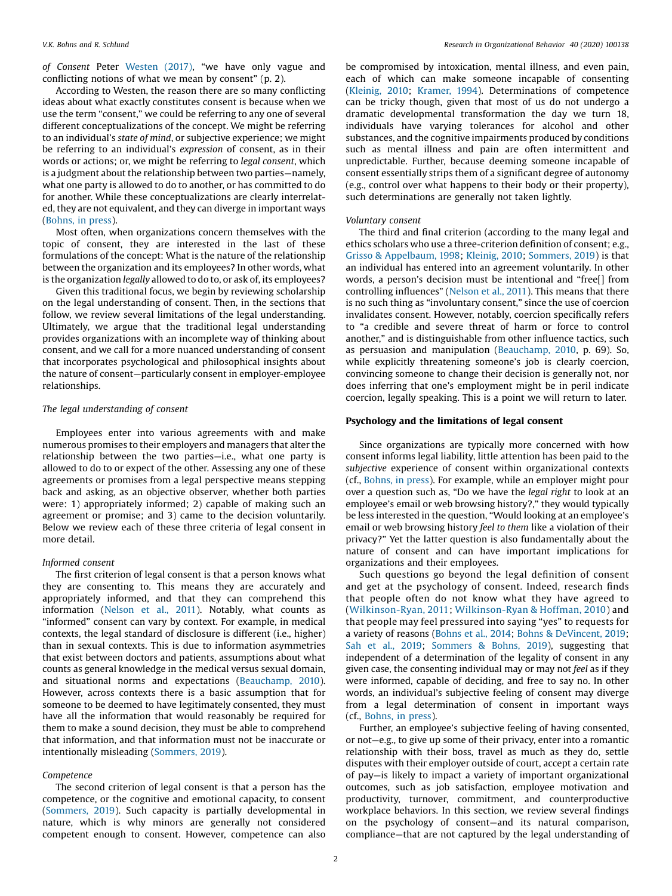*of Consent* Peter Westen (2017), "we have only vague and conflicting notions of what we mean by consent" (p. 2).

According to Westen, the reason there are so many conflicting ideas about what exactly constitutes consent is because when we use the term "consent," we could be referring to any one of several different conceptualizations of the concept. We might be referring to an individual's *state of mind*, or subjective experience; we might be referring to an individual's *expression* of consent, as in their words or actions; or, we might be referring to *legal consent*, which is a judgment about the relationship between two parties—namely, what one party is allowed to do to another, or has committed to do for another. While these conceptualizations are clearly interrelated, they are not equivalent, and they can diverge in important ways (Bohns, in press).

Most often, when organizations concern themselves with the topic of consent, they are interested in the last of these formulations of the concept: What is the nature of the relationship between the organization and its employees? In other words, what is the organization *legally* allowed to do to, or ask of, its employees?

Given this traditional focus, we begin by reviewing scholarship on the legal understanding of consent. Then, in the sections that follow, we review several limitations of the legal understanding. Ultimately, we argue that the traditional legal understanding provides organizations with an incomplete way of thinking about consent, and we call for a more nuanced understanding of consent that incorporates psychological and philosophical insights about the nature of consent—particularly consent in employer-employee relationships.

### *The legal understanding of consent*

Employees enter into various agreements with and make numerous promises to their employers and managers that alter the relationship between the two parties—i.e., what one party is allowed to do to or expect of the other. Assessing any one of these agreements or promises from a legal perspective means stepping back and asking, as an objective observer, whether both parties were: 1) appropriately informed; 2) capable of making such an agreement or promise; and 3) came to the decision voluntarily. Below we review each of these three criteria of legal consent in more detail.

#### *Informed consent*

The first criterion of legal consent is that a person knows what they are consenting to. This means they are accurately and appropriately informed, and that they can comprehend this information (Nelson et al., 2011). Notably, what counts as "informed" consent can vary by context. For example, in medical contexts, the legal standard of disclosure is different (i.e., higher) than in sexual contexts. This is due to information asymmetries that exist between doctors and patients, assumptions about what counts as general knowledge in the medical versus sexual domain, and situational norms and expectations (Beauchamp, 2010). However, across contexts there is a basic assumption that for someone to be deemed to have legitimately consented, they must have all the information that would reasonably be required for them to make a sound decision, they must be able to comprehend that information, and that information must not be inaccurate or intentionally misleading (Sommers, 2019).

#### *Competence*

The second criterion of legal consent is that a person has the competence, or the cognitive and emotional capacity, to consent (Sommers, 2019). Such capacity is partially developmental in nature, which is why minors are generally not considered competent enough to consent. However, competence can also be compromised by intoxication, mental illness, and even pain, each of which can make someone incapable of consenting (Kleinig, 2010; Kramer, 1994). Determinations of competence can be tricky though, given that most of us do not undergo a dramatic developmental transformation the day we turn 18, individuals have varying tolerances for alcohol and other substances, and the cognitive impairments produced by conditions such as mental illness and pain are often intermittent and unpredictable. Further, because deeming someone incapable of consent essentially strips them of a significant degree of autonomy (e.g., control over what happens to their body or their property), such determinations are generally not taken lightly.

#### *Voluntary consent*

The third and final criterion (according to the many legal and ethics scholars who use a three-criterion definition of consent; e.g., Grisso & Appelbaum, 1998; Kleinig, 2010; Sommers, 2019) is that an individual has entered into an agreement voluntarily. In other words, a person's decision must be intentional and "free[] from controlling influences" (Nelson et al., 2011). This means that there is no such thing as "involuntary consent," since the use of coercion invalidates consent. However, notably, coercion specifically refers to "a credible and severe threat of harm or force to control another," and is distinguishable from other influence tactics, such as persuasion and manipulation (Beauchamp, 2010, p. 69). So, while explicitly threatening someone's job is clearly coercion, convincing someone to change their decision is generally not, nor does inferring that one's employment might be in peril indicate coercion, legally speaking. This is a point we will return to later.

## Psychology and the limitations of legal consent

Since organizations are typically more concerned with how consent informs legal liability, little attention has been paid to the *subjective* experience of consent within organizational contexts (cf., Bohns, in press). For example, while an employer might pour over a question such as, "Do we have the *legal right* to look at an employee's email or web browsing history?," they would typically be less interested in the question, "Would looking at an employee's email or web browsing history *feel to them* like a violation of their privacy?" Yet the latter question is also fundamentally about the nature of consent and can have important implications for organizations and their employees.

Such questions go beyond the legal definition of consent and get at the psychology of consent. Indeed, research finds that people often do not know what they have agreed to (Wilkinson-Ryan, 2011; Wilkinson-Ryan & Hoffman, 2010) and that people may feel pressured into saying "yes" to requests for a variety of reasons (Bohns et al., 2014; Bohns & DeVincent, 2019; Sah et al., 2019; Sommers & Bohns, 2019), suggesting that independent of a determination of the legality of consent in any given case, the consenting individual may or may not *feel* as if they were informed, capable of deciding, and free to say no. In other words, an individual's subjective feeling of consent may diverge from a legal determination of consent in important ways (cf., Bohns, in press).

Further, an employee's subjective feeling of having consented, or not—e.g., to give up some of their privacy, enter into a romantic relationship with their boss, travel as much as they do, settle disputes with their employer outside of court, accept a certain rate of pay—is likely to impact a variety of important organizational outcomes, such as job satisfaction, employee motivation and productivity, turnover, commitment, and counterproductive workplace behaviors. In this section, we review several findings on the psychology of consent—and its natural comparison, compliance—that are not captured by the legal understanding of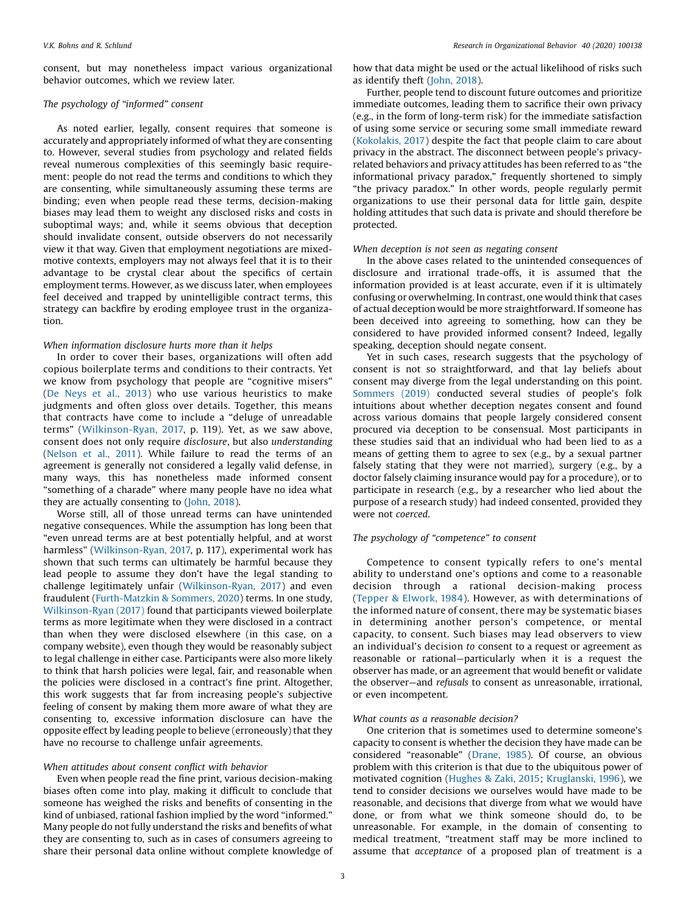consent, but may nonetheless impact various organizational behavior outcomes, which we review later.

### *The psychology of "informed" consent*

As noted earlier, legally, consent requires that someone is accurately and appropriately informed of what they are consenting to. However, several studies from psychology and related fields reveal numerous complexities of this seemingly basic requirement: people do not read the terms and conditions to which they are consenting, while simultaneously assuming these terms are binding; even when people read these terms, decision-making biases may lead them to weight any disclosed risks and costs in suboptimal ways; and, while it seems obvious that deception should invalidate consent, outside observers do not necessarily view it that way. Given that employment negotiations are mixed-motive contexts, employers may not always feel that it is to their advantage to be crystal clear about the specifics of certain employment terms. However, as we discuss later, when employees feel deceived and trapped by unintelligible contract terms, this strategy can backfire by eroding employee trust in the organization.

#### *When information disclosure hurts more than it helps*

In order to cover their bases, organizations will often add copious boilerplate terms and conditions to their contracts. Yet we know from psychology that people are "cognitive misers" (De Neys et al., 2013) who use various heuristics to make judgments and often gloss over details. Together, this means that contracts have come to include a "deluge of unreadable terms" (Wilkinson-Ryan, 2017, p. 119). Yet, as we saw above, consent does not only require *disclosure*, but also *understanding* (Nelson et al., 2011). While failure to read the terms of an agreement is generally not considered a legally valid defense, in many ways, this has nonetheless made informed consent "something of a charade" where many people have no idea what they are actually consenting to (John, 2018).

Worse still, all of those unread terms can have unintended negative consequences. While the assumption has long been that "even unread terms are at best potentially helpful, and at worst harmless" (Wilkinson-Ryan, 2017, p. 117), experimental work has shown that such terms can ultimately be harmful because they lead people to assume they don't have the legal standing to challenge legitimately unfair (Wilkinson-Ryan, 2017) and even fraudulent (Furth-Matzkin & Sommers, 2020) terms. In one study, Wilkinson-Ryan (2017) found that participants viewed boilerplate terms as more legitimate when they were disclosed in a contract than when they were disclosed elsewhere (in this case, on a company website), even though they would be reasonably subject to legal challenge in either case. Participants were also more likely to think that harsh policies were legal, fair, and reasonable when the policies were disclosed in a contract's fine print. Altogether, this work suggests that far from increasing people's subjective feeling of consent by making them more aware of what they are consenting to, excessive information disclosure can have the opposite effect by leading people to believe (erroneously) that they have no recourse to challenge unfair agreements.

#### *When attitudes about consent conflict with behavior*

Even when people read the fine print, various decision-making biases often come into play, making it difficult to conclude that someone has weighed the risks and benefits of consenting in the kind of unbiased, rational fashion implied by the word "informed." Many people do not fully understand the risks and benefits of what they are consenting to, such as in cases of consumers agreeing to share their personal data online without complete knowledge of how that data might be used or the actual likelihood of risks such as identify theft (John, 2018).

Further, people tend to discount future outcomes and prioritize immediate outcomes, leading them to sacrifice their own privacy (e.g., in the form of long-term risk) for the immediate satisfaction of using some service or securing some small immediate reward (Kokolakis, 2017) despite the fact that people claim to care about privacy in the abstract. The disconnect between people's privacy-related behaviors and privacy attitudes has been referred to as "the informational privacy paradox," frequently shortened to simply "the privacy paradox." In other words, people regularly permit organizations to use their personal data for little gain, despite holding attitudes that such data is private and should therefore be protected.

#### *When deception is not seen as negating consent*

In the above cases related to the unintended consequences of disclosure and irrational trade-offs, it is assumed that the information provided is at least accurate, even if it is ultimately confusing or overwhelming. In contrast, one would think that cases of actual deception would be more straightforward. If someone has been deceived into agreeing to something, how can they be considered to have provided informed consent? Indeed, legally speaking, deception should negate consent.

Yet in such cases, research suggests that the psychology of consent is not so straightforward, and that lay beliefs about consent may diverge from the legal understanding on this point. Sommers (2019) conducted several studies of people's folk intuitions about whether deception negates consent and found across various domains that people largely considered consent procured via deception to be consensual. Most participants in these studies said that an individual who had been lied to as a means of getting them to agree to sex (e.g., by a sexual partner falsely stating that they were not married), surgery (e.g., by a doctor falsely claiming insurance would pay for a procedure), or to participate in research (e.g., by a researcher who lied about the purpose of a research study) had indeed consented, provided they were not *coerced*.

### *The psychology of "competence" to consent*

Competence to consent typically refers to one's mental ability to understand one's options and come to a reasonable decision through a rational decision-making process (Tepper & Elwork, 1984). However, as with determinations of the informed nature of consent, there may be systematic biases in determining another person's competence, or mental capacity, to consent. Such biases may lead observers to view an individual's decision *to* consent to a request or agreement as reasonable or rational—particularly when it is a request the observer has made, or an agreement that would benefit or validate the observer—and *refusals* to consent as unreasonable, irrational, or even incompetent.

#### *What counts as a reasonable decision?*

One criterion that is sometimes used to determine someone's capacity to consent is whether the decision they have made can be considered "reasonable" (Drane, 1985). Of course, an obvious problem with this criterion is that due to the ubiquitous power of motivated cognition (Hughes & Zaki, 2015; Kruglanski, 1996), we tend to consider decisions we ourselves would have made to be reasonable, and decisions that diverge from what we would have done, or from what we think someone should do, to be unreasonable. For example, in the domain of consenting to medical treatment, "treatment staff may be more inclined to assume that *acceptance* of a proposed plan of treatment is a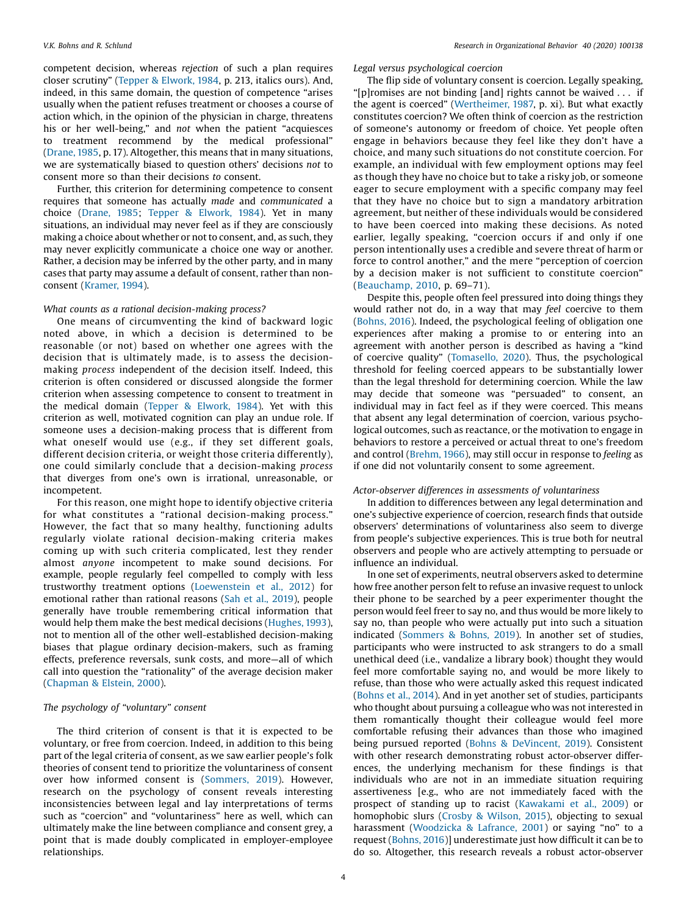competent decision, whereas *rejection* of such a plan requires closer scrutiny" (Tepper & Elwork, 1984, p. 213, italics ours). And, indeed, in this same domain, the question of competence "arises usually when the patient refuses treatment or chooses a course of action which, in the opinion of the physician in charge, threatens his or her well-being," and *not* when the patient "acquiesces to treatment recommend by the medical professional" (Drane, 1985, p. 17). Altogether, this means that in many situations, we are systematically biased to question others' decisions *not* to consent more so than their decisions *to* consent.

Further, this criterion for determining competence to consent requires that someone has actually *made* and *communicated* a choice (Drane, 1985; Tepper & Elwork, 1984). Yet in many situations, an individual may never feel as if they are consciously making a choice about whether or not to consent, and, as such, they may never explicitly communicate a choice one way or another. Rather, a decision may be inferred by the other party, and in many cases that party may assume a default of consent, rather than non-consent (Kramer, 1994).

*What counts as a rational decision-making process?*

One means of circumventing the kind of backward logic noted above, in which a decision is determined to be reasonable (or not) based on whether one agrees with the decision that is ultimately made, is to assess the decision-making *process* independent of the decision itself. Indeed, this criterion is often considered or discussed alongside the former criterion when assessing competence to consent to treatment in the medical domain (Tepper & Elwork, 1984). Yet with this criterion as well, motivated cognition can play an undue role. If someone uses a decision-making process that is different from what oneself would use (e.g., if they set different goals, different decision criteria, or weight those criteria differently), one could similarly conclude that a decision-making *process* that diverges from one's own is irrational, unreasonable, or incompetent.

For this reason, one might hope to identify objective criteria for what constitutes a "rational decision-making process." However, the fact that so many healthy, functioning adults regularly violate rational decision-making criteria makes coming up with such criteria complicated, lest they render almost *anyone* incompetent to make sound decisions. For example, people regularly feel compelled to comply with less trustworthy treatment options (Loewenstein et al., 2012) for emotional rather than rational reasons (Sah et al., 2019), people generally have trouble remembering critical information that would help them make the best medical decisions (Hughes, 1993), not to mention all of the other well-established decision-making biases that plague ordinary decision-makers, such as framing effects, preference reversals, sunk costs, and more—all of which call into question the "rationality" of the average decision maker (Chapman & Elstein, 2000).

### The psychology of "voluntary" consent

The third criterion of consent is that it is expected to be voluntary, or free from coercion. Indeed, in addition to this being part of the legal criteria of consent, as we saw earlier people's folk theories of consent tend to prioritize the voluntariness of consent over how informed consent is (Sommers, 2019). However, research on the psychology of consent reveals interesting inconsistencies between legal and lay interpretations of terms such as "coercion" and "voluntariness" here as well, which can ultimately make the line between compliance and consent grey, a point that is made doubly complicated in employer-employee relationships.

*Legal versus psychological coercion*

The flip side of voluntary consent is coercion. Legally speaking, "[p]romises are not binding [and] rights cannot be waived . . . if the agent is coerced" (Wertheimer, 1987, p. xi). But what exactly constitutes coercion? We often think of coercion as the restriction of someone's autonomy or freedom of choice. Yet people often engage in behaviors because they feel like they don't have a choice, and many such situations do not constitute coercion. For example, an individual with few employment options may feel as though they have no choice but to take a risky job, or someone eager to secure employment with a specific company may feel that they have no choice but to sign a mandatory arbitration agreement, but neither of these individuals would be considered to have been coerced into making these decisions. As noted earlier, legally speaking, "coercion occurs if and only if one person intentionally uses a credible and severe threat of harm or force to control another," and the mere "perception of coercion by a decision maker is not sufficient to constitute coercion" (Beauchamp, 2010, p. 69–71).

Despite this, people often feel pressured into doing things they would rather not do, in a way that may *feel* coercive to them (Bohns, 2016). Indeed, the psychological feeling of obligation one experiences after making a promise to or entering into an agreement with another person is described as having a "kind of coercive quality" (Tomasello, 2020). Thus, the psychological threshold for feeling coerced appears to be substantially lower than the legal threshold for determining coercion. While the law may decide that someone was "persuaded" to consent, an individual may in fact feel as if they were coerced. This means that absent any legal determination of coercion, various psychological outcomes, such as reactance, or the motivation to engage in behaviors to restore a perceived or actual threat to one's freedom and control (Brehm, 1966), may still occur in response to *feeling* as if one did not voluntarily consent to some agreement.

*Actor-observer differences in assessments of voluntariness*

In addition to differences between any legal determination and one's subjective experience of coercion, research finds that outside observers' determinations of voluntariness also seem to diverge from people's subjective experiences. This is true both for neutral observers and people who are actively attempting to persuade or influence an individual.

In one set of experiments, neutral observers asked to determine how free another person felt to refuse an invasive request to unlock their phone to be searched by a peer experimenter thought the person would feel freer to say no, and thus would be more likely to say no, than people who were actually put into such a situation indicated (Sommers & Bohns, 2019). In another set of studies, participants who were instructed to ask strangers to do a small unethical deed (i.e., vandalize a library book) thought they would feel more comfortable saying no, and would be more likely to refuse, than those who were actually asked this request indicated (Bohns et al., 2014). And in yet another set of studies, participants who thought about pursuing a colleague who was not interested in them romantically thought their colleague would feel more comfortable refusing their advances than those who imagined being pursued reported (Bohns & DeVincent, 2019). Consistent with other research demonstrating robust actor-observer differences, the underlying mechanism for these findings is that individuals who are not in an immediate situation requiring assertiveness [e.g., who are not immediately faced with the prospect of standing up to racist (Kawakami et al., 2009) or homophobic slurs (Crosby & Wilson, 2015), objecting to sexual harassment (Woodzicka & Lafrance, 2001) or saying "no" to a request (Bohns, 2016)] underestimate just how difficult it can be to do so. Altogether, this research reveals a robust actor-observer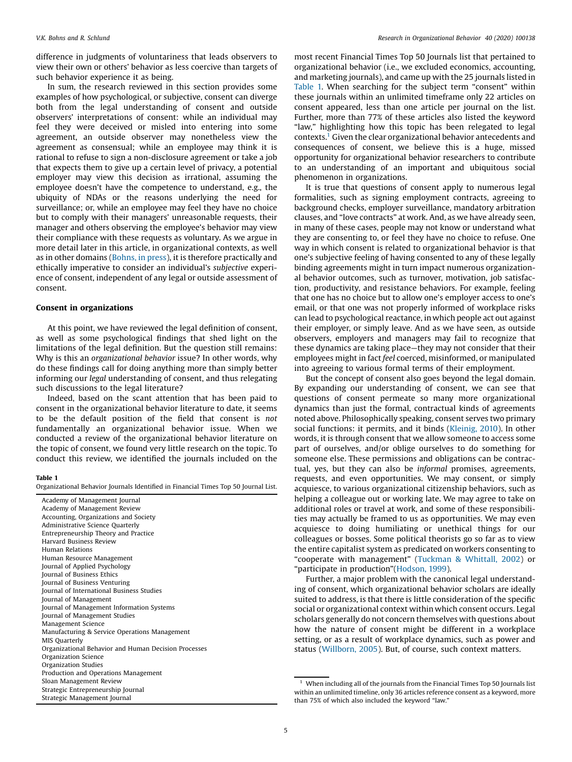difference in judgments of voluntariness that leads observers to view their own or others' behavior as less coercive than targets of such behavior experience it as being.

In sum, the research reviewed in this section provides some examples of how psychological, or subjective, consent can diverge both from the legal understanding of consent and outside observers' interpretations of consent: while an individual may feel they were deceived or misled into entering into some agreement, an outside observer may nonetheless view the agreement as consensual; while an employee may think it is rational to refuse to sign a non-disclosure agreement or take a job that expects them to give up a certain level of privacy, a potential employer may view this decision as irrational, assuming the employee doesn't have the competence to understand, e.g., the ubiquity of NDAs or the reasons underlying the need for surveillance; or, while an employee may feel they have no choice but to comply with their managers' unreasonable requests, their manager and others observing the employee's behavior may view their compliance with these requests as voluntary. As we argue in more detail later in this article, in organizational contexts, as well as in other domains (Bohns, in press), it is therefore practically and ethically imperative to consider an individual's *subjective* experience of consent, independent of any legal or outside assessment of consent.

## Consent in organizations

At this point, we have reviewed the legal definition of consent, as well as some psychological findings that shed light on the limitations of the legal definition. But the question still remains: Why is this an *organizational behavior* issue? In other words, why do these findings call for doing anything more than simply better informing our *legal* understanding of consent, and thus relegating such discussions to the legal literature?

Indeed, based on the scant attention that has been paid to consent in the organizational behavior literature to date, it seems to be the default position of the field that consent is *not* fundamentally an organizational behavior issue. When we conducted a review of the organizational behavior literature on the topic of consent, we found very little research on the topic. To conduct this review, we identified the journals included on the most recent Financial Times Top 50 Journals list that pertained to organizational behavior (i.e., we excluded economics, accounting, and marketing journals), and came up with the 25 journals listed in Table 1. When searching for the subject term "consent" within these journals within an unlimited timeframe only 22 articles on consent appeared, less than one article per journal on the list. Further, more than 77% of these articles also listed the keyword "law," highlighting how this topic has been relegated to legal contexts.[1] Given the clear organizational behavior antecedents and consequences of consent, we believe this is a huge, missed opportunity for organizational behavior researchers to contribute to an understanding of an important and ubiquitous social phenomenon in organizations.

**Table 1**
Organizational Behavior Journals Identified in Financial Times Top 50 Journal List.

| Journal |
|---|
| Academy of Management Journal |
| Academy of Management Review |
| Accounting, Organizations and Society |
| Administrative Science Quarterly |
| Entrepreneurship Theory and Practice |
| Harvard Business Review |
| Human Relations |
| Human Resource Management |
| Journal of Applied Psychology |
| Journal of Business Ethics |
| Journal of Business Venturing |
| Journal of International Business Studies |
| Journal of Management |
| Journal of Management Information Systems |
| Journal of Management Studies |
| Management Science |
| Manufacturing & Service Operations Management |
| MIS Quarterly |
| Organizational Behavior and Human Decision Processes |
| Organization Science |
| Organization Studies |
| Production and Operations Management |
| Sloan Management Review |
| Strategic Entrepreneurship Journal |
| Strategic Management Journal |

It is true that questions of consent apply to numerous legal formalities, such as signing employment contracts, agreeing to background checks, employer surveillance, mandatory arbitration clauses, and "love contracts" at work. And, as we have already seen, in many of these cases, people may not know or understand what they are consenting to, or feel they have no choice to refuse. One way in which consent is related to organizational behavior is that one's subjective feeling of having consented to any of these legally binding agreements might in turn impact numerous organizational behavior outcomes, such as turnover, motivation, job satisfaction, productivity, and resistance behaviors. For example, feeling that one has no choice but to allow one's employer access to one's email, or that one was not properly informed of workplace risks can lead to psychological reactance, in which people act out against their employer, or simply leave. And as we have seen, as outside observers, employers and managers may fail to recognize that these dynamics are taking place—they may not consider that their employees might in fact *feel* coerced, misinformed, or manipulated into agreeing to various formal terms of their employment.

But the concept of consent also goes beyond the legal domain. By expanding our understanding of consent, we can see that questions of consent permeate so many more organizational dynamics than just the formal, contractual kinds of agreements noted above. Philosophically speaking, consent serves two primary social functions: it permits, and it binds (Kleinig, 2010). In other words, it is through consent that we allow someone to access some part of ourselves, and/or oblige ourselves to do something for someone else. These permissions and obligations can be contractual, yes, but they can also be *informal* promises, agreements, requests, and even opportunities. We may consent, or simply acquiesce, to various organizational citizenship behaviors, such as helping a colleague out or working late. We may agree to take on additional roles or travel at work, and some of these responsibilities may actually be framed to us as opportunities. We may even acquiesce to doing humiliating or unethical things for our colleagues or bosses. Some political theorists go so far as to view the entire capitalist system as predicated on workers consenting to "cooperate with management" (Tuckman & Whittall, 2002) or "participate in production"(Hodson, 1999).

Further, a major problem with the canonical legal understanding of consent, which organizational behavior scholars are ideally suited to address, is that there is little consideration of the specific social or organizational context within which consent occurs. Legal scholars generally do not concern themselves with questions about how the nature of consent might be different in a workplace setting, or as a result of workplace dynamics, such as power and status (Willborn, 2005). But, of course, such context matters.

[1] When including all of the journals from the Financial Times Top 50 Journals list within an unlimited timeline, only 36 articles reference consent as a keyword, more than 75% of which also included the keyword "law."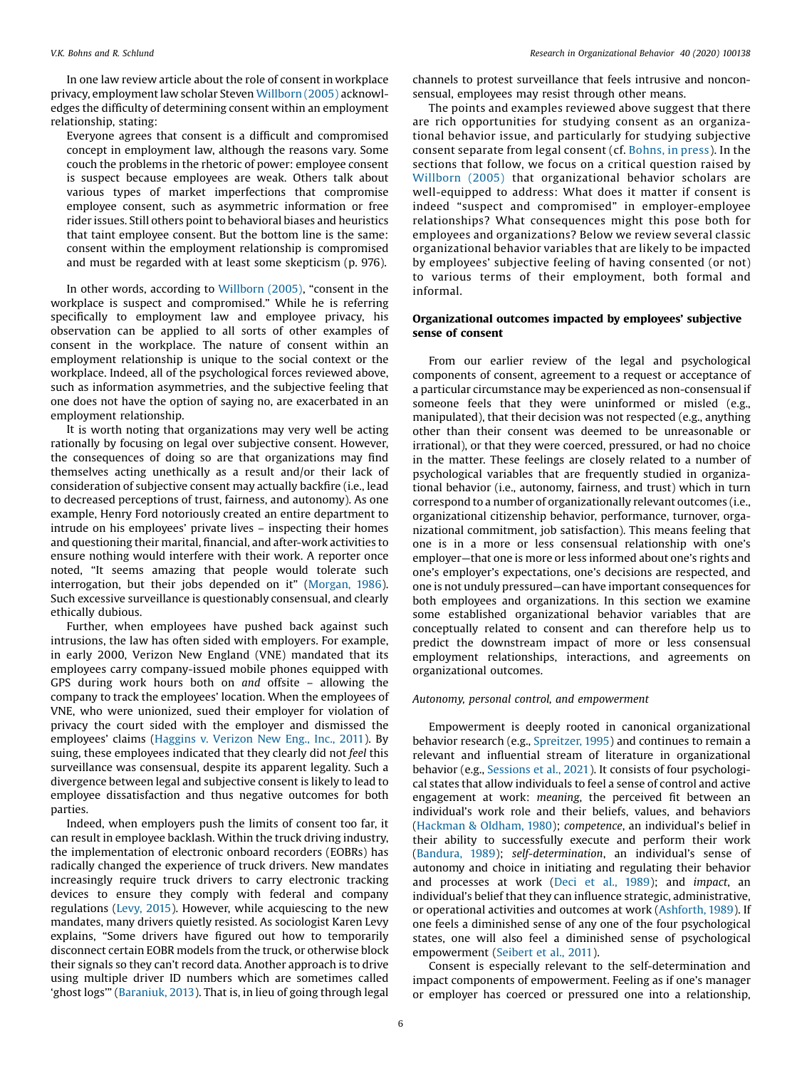In one law review article about the role of consent in workplace privacy, employment law scholar Steven Willborn (2005) acknowledges the difficulty of determining consent within an employment relationship, stating:

> Everyone agrees that consent is a difficult and compromised concept in employment law, although the reasons vary. Some couch the problems in the rhetoric of power: employee consent is suspect because employees are weak. Others talk about various types of market imperfections that compromise employee consent, such as asymmetric information or free rider issues. Still others point to behavioral biases and heuristics that taint employee consent. But the bottom line is the same: consent within the employment relationship is compromised and must be regarded with at least some skepticism (p. 976).

In other words, according to Willborn (2005), "consent in the workplace is suspect and compromised." While he is referring specifically to employment law and employee privacy, his observation can be applied to all sorts of other examples of consent in the workplace. The nature of consent within an employment relationship is unique to the social context or the workplace. Indeed, all of the psychological forces reviewed above, such as information asymmetries, and the subjective feeling that one does not have the option of saying no, are exacerbated in an employment relationship.

It is worth noting that organizations may very well be acting rationally by focusing on legal over subjective consent. However, the consequences of doing so are that organizations may find themselves acting unethically as a result and/or their lack of consideration of subjective consent may actually backfire (i.e., lead to decreased perceptions of trust, fairness, and autonomy). As one example, Henry Ford notoriously created an entire department to intrude on his employees' private lives – inspecting their homes and questioning their marital, financial, and after-work activities to ensure nothing would interfere with their work. A reporter once noted, "It seems amazing that people would tolerate such interrogation, but their jobs depended on it" (Morgan, 1986). Such excessive surveillance is questionably consensual, and clearly ethically dubious.

Further, when employees have pushed back against such intrusions, the law has often sided with employers. For example, in early 2000, Verizon New England (VNE) mandated that its employees carry company-issued mobile phones equipped with GPS during work hours both on *and* offsite – allowing the company to track the employees' location. When the employees of VNE, who were unionized, sued their employer for violation of privacy the court sided with the employer and dismissed the employees' claims (Haggins v. Verizon New Eng., Inc., 2011). By suing, these employees indicated that they clearly did not *feel* this surveillance was consensual, despite its apparent legality. Such a divergence between legal and subjective consent is likely to lead to employee dissatisfaction and thus negative outcomes for both parties.

Indeed, when employers push the limits of consent too far, it can result in employee backlash. Within the truck driving industry, the implementation of electronic onboard recorders (EOBRs) has radically changed the experience of truck drivers. New mandates increasingly require truck drivers to carry electronic tracking devices to ensure they comply with federal and company regulations (Levy, 2015). However, while acquiescing to the new mandates, many drivers quietly resisted. As sociologist Karen Levy explains, "Some drivers have figured out how to temporarily disconnect certain EOBR models from the truck, or otherwise block their signals so they can't record data. Another approach is to drive using multiple driver ID numbers which are sometimes called 'ghost logs'" (Baraniuk, 2013). That is, in lieu of going through legal channels to protest surveillance that feels intrusive and nonconsensual, employees may resist through other means.

The points and examples reviewed above suggest that there are rich opportunities for studying consent as an organizational behavior issue, and particularly for studying subjective consent separate from legal consent (cf. Bohns, in press). In the sections that follow, we focus on a critical question raised by Willborn (2005) that organizational behavior scholars are well-equipped to address: What does it matter if consent is indeed "suspect and compromised" in employer-employee relationships? What consequences might this pose both for employees and organizations? Below we review several classic organizational behavior variables that are likely to be impacted by employees' subjective feeling of having consented (or not) to various terms of their employment, both formal and informal.

## Organizational outcomes impacted by employees' subjective sense of consent

From our earlier review of the legal and psychological components of consent, agreement to a request or acceptance of a particular circumstance may be experienced as non-consensual if someone feels that they were uninformed or misled (e.g., manipulated), that their decision was not respected (e.g., anything other than their consent was deemed to be unreasonable or irrational), or that they were coerced, pressured, or had no choice in the matter. These feelings are closely related to a number of psychological variables that are frequently studied in organizational behavior (i.e., autonomy, fairness, and trust) which in turn correspond to a number of organizationally relevant outcomes (i.e., organizational citizenship behavior, performance, turnover, organizational commitment, job satisfaction). This means feeling that one is in a more or less consensual relationship with one's employer—that one is more or less informed about one's rights and one's employer's expectations, one's decisions are respected, and one is not unduly pressured—can have important consequences for both employees and organizations. In this section we examine some established organizational behavior variables that are conceptually related to consent and can therefore help us to predict the downstream impact of more or less consensual employment relationships, interactions, and agreements on organizational outcomes.

### *Autonomy, personal control, and empowerment*

Empowerment is deeply rooted in canonical organizational behavior research (e.g., Spreitzer, 1995) and continues to remain a relevant and influential stream of literature in organizational behavior (e.g., Sessions et al., 2021). It consists of four psychological states that allow individuals to feel a sense of control and active engagement at work: *meaning*, the perceived fit between an individual's work role and their beliefs, values, and behaviors (Hackman & Oldham, 1980); *competence*, an individual's belief in their ability to successfully execute and perform their work (Bandura, 1989); *self-determination*, an individual's sense of autonomy and choice in initiating and regulating their behavior and processes at work (Deci et al., 1989); and *impact*, an individual's belief that they can influence strategic, administrative, or operational activities and outcomes at work (Ashforth, 1989). If one feels a diminished sense of any one of the four psychological states, one will also feel a diminished sense of psychological empowerment (Seibert et al., 2011).

Consent is especially relevant to the self-determination and impact components of empowerment. Feeling as if one's manager or employer has coerced or pressured one into a relationship,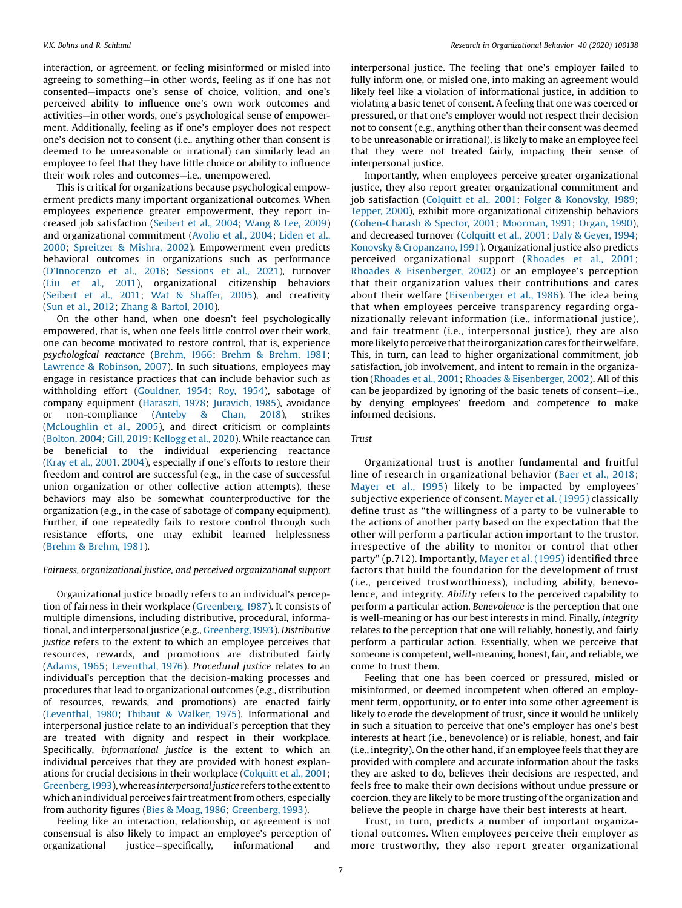interaction, or agreement, or feeling misinformed or misled into agreeing to something—in other words, feeling as if one has not consented—impacts one's sense of choice, volition, and one's perceived ability to influence one's own work outcomes and activities—in other words, one's psychological sense of empowerment. Additionally, feeling as if one's employer does not respect one's decision not to consent (i.e., anything other than consent is deemed to be unreasonable or irrational) can similarly lead an employee to feel that they have little choice or ability to influence their work roles and outcomes—i.e., unempowered.

This is critical for organizations because psychological empowerment predicts many important organizational outcomes. When employees experience greater empowerment, they report increased job satisfaction (Seibert et al., 2004; Wang & Lee, 2009) and organizational commitment (Avolio et al., 2004; Liden et al., 2000; Spreitzer & Mishra, 2002). Empowerment even predicts behavioral outcomes in organizations such as performance (D'Innocenzo et al., 2016; Sessions et al., 2021), turnover (Liu et al., 2011), organizational citizenship behaviors (Seibert et al., 2011; Wat & Shaffer, 2005), and creativity (Sun et al., 2012; Zhang & Bartol, 2010).

On the other hand, when one doesn't feel psychologically empowered, that is, when one feels little control over their work, one can become motivated to restore control, that is, experience *psychological reactance* (Brehm, 1966; Brehm & Brehm, 1981; Lawrence & Robinson, 2007). In such situations, employees may engage in resistance practices that can include behavior such as withholding effort (Gouldner, 1954; Roy, 1954), sabotage of company equipment (Haraszti, 1978; Juravich, 1985), avoidance or non-compliance (Anteby & Chan, 2018), strikes (McLoughlin et al., 2005), and direct criticism or complaints (Bolton, 2004; Gill, 2019; Kellogg et al., 2020). While reactance can be beneficial to the individual experiencing reactance (Kray et al., 2001, 2004), especially if one's efforts to restore their freedom and control are successful (e.g., in the case of successful union organization or other collective action attempts), these behaviors may also be somewhat counterproductive for the organization (e.g., in the case of sabotage of company equipment). Further, if one repeatedly fails to restore control through such resistance efforts, one may exhibit learned helplessness (Brehm & Brehm, 1981).

### *Fairness, organizational justice, and perceived organizational support*

Organizational justice broadly refers to an individual's perception of fairness in their workplace (Greenberg, 1987). It consists of multiple dimensions, including distributive, procedural, informational, and interpersonal justice (e.g., Greenberg, 1993). *Distributive justice* refers to the extent to which an employee perceives that resources, rewards, and promotions are distributed fairly (Adams, 1965; Leventhal, 1976). *Procedural justice* relates to an individual's perception that the decision-making processes and procedures that lead to organizational outcomes (e.g., distribution of resources, rewards, and promotions) are enacted fairly (Leventhal, 1980; Thibaut & Walker, 1975). Informational and interpersonal justice relate to an individual's perception that they are treated with dignity and respect in their workplace. Specifically, *informational justice* is the extent to which an individual perceives that they are provided with honest explanations for crucial decisions in their workplace (Colquitt et al., 2001; Greenberg, 1993), whereas *interpersonal justice* refers to the extent to which an individual perceives fair treatment from others, especially from authority figures (Bies & Moag, 1986; Greenberg, 1993).

Feeling like an interaction, relationship, or agreement is not consensual is also likely to impact an employee's perception of organizational justice—specifically, informational and interpersonal justice. The feeling that one's employer failed to fully inform one, or misled one, into making an agreement would likely feel like a violation of informational justice, in addition to violating a basic tenet of consent. A feeling that one was coerced or pressured, or that one's employer would not respect their decision not to consent (e.g., anything other than their consent was deemed to be unreasonable or irrational), is likely to make an employee feel that they were not treated fairly, impacting their sense of interpersonal justice.

Importantly, when employees perceive greater organizational justice, they also report greater organizational commitment and job satisfaction (Colquitt et al., 2001; Folger & Konovsky, 1989; Tepper, 2000), exhibit more organizational citizenship behaviors (Cohen-Charash & Spector, 2001; Moorman, 1991; Organ, 1990), and decreased turnover (Colquitt et al., 2001; Daly & Geyer, 1994; Konovsky & Cropanzano, 1991). Organizational justice also predicts perceived organizational support (Rhoades et al., 2001; Rhoades & Eisenberger, 2002) or an employee's perception that their organization values their contributions and cares about their welfare (Eisenberger et al., 1986). The idea being that when employees perceive transparency regarding organizationally relevant information (i.e., informational justice), and fair treatment (i.e., interpersonal justice), they are also more likely to perceive that their organization cares for their welfare. This, in turn, can lead to higher organizational commitment, job satisfaction, job involvement, and intent to remain in the organization (Rhoades et al., 2001; Rhoades & Eisenberger, 2002). All of this can be jeopardized by ignoring of the basic tenets of consent—i.e., by denying employees' freedom and competence to make informed decisions.

### *Trust*

Organizational trust is another fundamental and fruitful line of research in organizational behavior (Baer et al., 2018; Mayer et al., 1995) likely to be impacted by employees' subjective experience of consent. Mayer et al. (1995) classically define trust as "the willingness of a party to be vulnerable to the actions of another party based on the expectation that the other will perform a particular action important to the trustor, irrespective of the ability to monitor or control that other party" (p.712). Importantly, Mayer et al. (1995) identified three factors that build the foundation for the development of trust (i.e., perceived trustworthiness), including ability, benevolence, and integrity. *Ability* refers to the perceived capability to perform a particular action. *Benevolence* is the perception that one is well-meaning or has our best interests in mind. Finally, *integrity* relates to the perception that one will reliably, honestly, and fairly perform a particular action. Essentially, when we perceive that someone is competent, well-meaning, honest, fair, and reliable, we come to trust them.

Feeling that one has been coerced or pressured, misled or misinformed, or deemed incompetent when offered an employment term, opportunity, or to enter into some other agreement is likely to erode the development of trust, since it would be unlikely in such a situation to perceive that one's employer has one's best interests at heart (i.e., benevolence) or is reliable, honest, and fair (i.e., integrity). On the other hand, if an employee feels that they are provided with complete and accurate information about the tasks they are asked to do, believes their decisions are respected, and feels free to make their own decisions without undue pressure or coercion, they are likely to be more trusting of the organization and believe the people in charge have their best interests at heart.

Trust, in turn, predicts a number of important organizational outcomes. When employees perceive their employer as more trustworthy, they also report greater organizational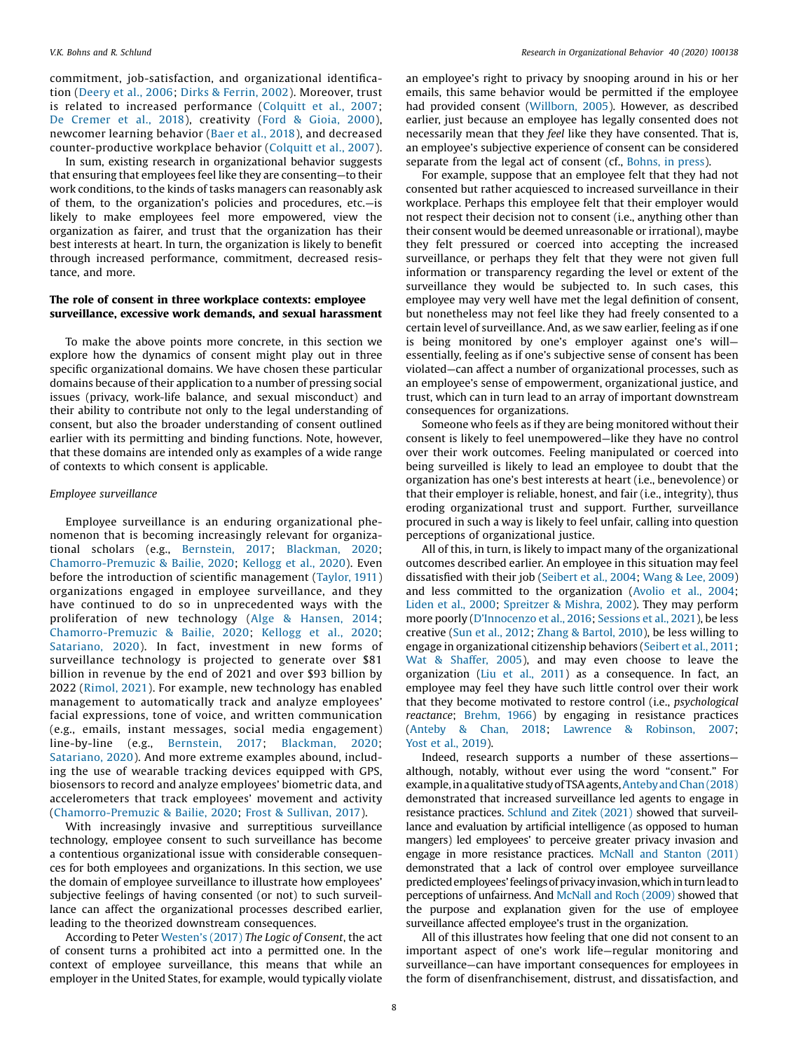commitment, job-satisfaction, and organizational identification (Deery et al., 2006; Dirks & Ferrin, 2002). Moreover, trust is related to increased performance (Colquitt et al., 2007; De Cremer et al., 2018), creativity (Ford & Gioia, 2000), newcomer learning behavior (Baer et al., 2018), and decreased counter-productive workplace behavior (Colquitt et al., 2007).

In sum, existing research in organizational behavior suggests that ensuring that employees feel like they are consenting—to their work conditions, to the kinds of tasks managers can reasonably ask of them, to the organization's policies and procedures, etc.—is likely to make employees feel more empowered, view the organization as fairer, and trust that the organization has their best interests at heart. In turn, the organization is likely to benefit through increased performance, commitment, decreased resistance, and more.

## The role of consent in three workplace contexts: employee surveillance, excessive work demands, and sexual harassment

To make the above points more concrete, in this section we explore how the dynamics of consent might play out in three specific organizational domains. We have chosen these particular domains because of their application to a number of pressing social issues (privacy, work-life balance, and sexual misconduct) and their ability to contribute not only to the legal understanding of consent, but also the broader understanding of consent outlined earlier with its permitting and binding functions. Note, however, that these domains are intended only as examples of a wide range of contexts to which consent is applicable.

### *Employee surveillance*

Employee surveillance is an enduring organizational phenomenon that is becoming increasingly relevant for organizational scholars (e.g., Bernstein, 2017; Blackman, 2020; Chamorro-Premuzic & Bailie, 2020; Kellogg et al., 2020). Even before the introduction of scientific management (Taylor, 1911) organizations engaged in employee surveillance, and they have continued to do so in unprecedented ways with the proliferation of new technology (Alge & Hansen, 2014; Chamorro-Premuzic & Bailie, 2020; Kellogg et al., 2020; Satariano, 2020). In fact, investment in new forms of surveillance technology is projected to generate over $81 billion in revenue by the end of 2021 and over $93 billion by 2022 (Rimol, 2021). For example, new technology has enabled management to automatically track and analyze employees' facial expressions, tone of voice, and written communication (e.g., emails, instant messages, social media engagement) line-by-line (e.g., Bernstein, 2017; Blackman, 2020; Satariano, 2020). And more extreme examples abound, including the use of wearable tracking devices equipped with GPS, biosensors to record and analyze employees' biometric data, and accelerometers that track employees' movement and activity (Chamorro-Premuzic & Bailie, 2020; Frost & Sullivan, 2017).

With increasingly invasive and surreptitious surveillance technology, employee consent to such surveillance has become a contentious organizational issue with considerable consequences for both employees and organizations. In this section, we use the domain of employee surveillance to illustrate how employees' subjective feelings of having consented (or not) to such surveillance can affect the organizational processes described earlier, leading to the theorized downstream consequences.

According to Peter Westen's (2017) *The Logic of Consent*, the act of consent turns a prohibited act into a permitted one. In the context of employee surveillance, this means that while an employer in the United States, for example, would typically violate an employee's right to privacy by snooping around in his or her emails, this same behavior would be permitted if the employee had provided consent (Willborn, 2005). However, as described earlier, just because an employee has legally consented does not necessarily mean that they *feel* like they have consented. That is, an employee's subjective experience of consent can be considered separate from the legal act of consent (cf., Bohns, in press).

For example, suppose that an employee felt that they had not consented but rather acquiesced to increased surveillance in their workplace. Perhaps this employee felt that their employer would not respect their decision not to consent (i.e., anything other than their consent would be deemed unreasonable or irrational), maybe they felt pressured or coerced into accepting the increased surveillance, or perhaps they felt that they were not given full information or transparency regarding the level or extent of the surveillance they would be subjected to. In such cases, this employee may very well have met the legal definition of consent, but nonetheless may not feel like they had freely consented to a certain level of surveillance. And, as we saw earlier, feeling as if one is being monitored by one's employer against one's will—essentially, feeling as if one's subjective sense of consent has been violated—can affect a number of organizational processes, such as an employee's sense of empowerment, organizational justice, and trust, which can in turn lead to an array of important downstream consequences for organizations.

Someone who feels as if they are being monitored without their consent is likely to feel unempowered—like they have no control over their work outcomes. Feeling manipulated or coerced into being surveilled is likely to lead an employee to doubt that the organization has one's best interests at heart (i.e., benevolence) or that their employer is reliable, honest, and fair (i.e., integrity), thus eroding organizational trust and support. Further, surveillance procured in such a way is likely to feel unfair, calling into question perceptions of organizational justice.

All of this, in turn, is likely to impact many of the organizational outcomes described earlier. An employee in this situation may feel dissatisfied with their job (Seibert et al., 2004; Wang & Lee, 2009) and less committed to the organization (Avolio et al., 2004; Liden et al., 2000; Spreitzer & Mishra, 2002). They may perform more poorly (D'Innocenzo et al., 2016; Sessions et al., 2021), be less creative (Sun et al., 2012; Zhang & Bartol, 2010), be less willing to engage in organizational citizenship behaviors (Seibert et al., 2011; Wat & Shaffer, 2005), and may even choose to leave the organization (Liu et al., 2011) as a consequence. In fact, an employee may feel they have such little control over their work that they become motivated to restore control (i.e., *psychological reactance*; Brehm, 1966) by engaging in resistance practices (Anteby & Chan, 2018; Lawrence & Robinson, 2007; Yost et al., 2019).

Indeed, research supports a number of these assertions—although, notably, without ever using the word "consent." For example, in a qualitative study of TSA agents, Anteby and Chan (2018) demonstrated that increased surveillance led agents to engage in resistance practices. Schlund and Zitek (2021) showed that surveillance and evaluation by artificial intelligence (as opposed to human mangers) led employees' to perceive greater privacy invasion and engage in more resistance practices. McNall and Stanton (2011) demonstrated that a lack of control over employee surveillance predicted employees' feelings of privacy invasion, which in turn lead to perceptions of unfairness. And McNall and Roch (2009) showed that the purpose and explanation given for the use of employee surveillance affected employee's trust in the organization.

All of this illustrates how feeling that one did not consent to an important aspect of one's work life—regular monitoring and surveillance—can have important consequences for employees in the form of disenfranchisement, distrust, and dissatisfaction, and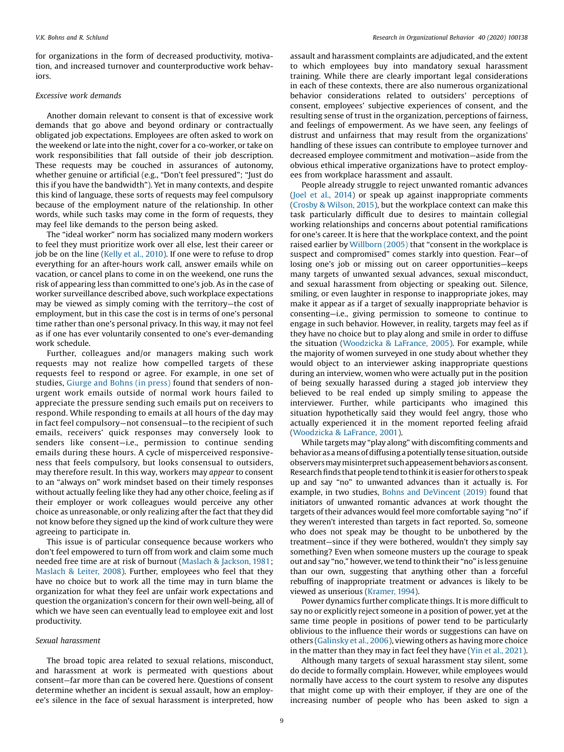for organizations in the form of decreased productivity, motivation, and increased turnover and counterproductive work behaviors.

### *Excessive work demands*

Another domain relevant to consent is that of excessive work demands that go above and beyond ordinary or contractually obligated job expectations. Employees are often asked to work on the weekend or late into the night, cover for a co-worker, or take on work responsibilities that fall outside of their job description. These requests may be couched in assurances of autonomy, whether genuine or artificial (e.g., "Don't feel pressured"; "Just do this if you have the bandwidth"). Yet in many contexts, and despite this kind of language, these sorts of requests may feel compulsory because of the employment nature of the relationship. In other words, while such tasks may come in the form of requests, they may feel like demands to the person being asked.

The "ideal worker" norm has socialized many modern workers to feel they must prioritize work over all else, lest their career or job be on the line (Kelly et al., 2010). If one were to refuse to drop everything for an after-hours work call, answer emails while on vacation, or cancel plans to come in on the weekend, one runs the risk of appearing less than committed to one's job. As in the case of worker surveillance described above, such workplace expectations may be viewed as simply coming with the territory—the cost of employment, but in this case the cost is in terms of one's personal time rather than one's personal privacy. In this way, it may not feel as if one has ever voluntarily consented to one's ever-demanding work schedule.

Further, colleagues and/or managers making such work requests may not realize how compelled targets of these requests feel to respond or agree. For example, in one set of studies, Giurge and Bohns (in press) found that senders of non-urgent work emails outside of normal work hours failed to appreciate the pressure sending such emails put on receivers to respond. While responding to emails at all hours of the day may in fact feel compulsory—not consensual—to the recipient of such emails, receivers' quick responses may conversely look to senders like consent—i.e., permission to continue sending emails during these hours. A cycle of misperceived responsiveness that feels compulsory, but looks consensual to outsiders, may therefore result. In this way, workers may *appear* to consent to an "always on" work mindset based on their timely responses without actually feeling like they had any other choice, feeling as if their employer or work colleagues would perceive any other choice as unreasonable, or only realizing after the fact that they did not know before they signed up the kind of work culture they were agreeing to participate in.

This issue is of particular consequence because workers who don't feel empowered to turn off from work and claim some much needed free time are at risk of burnout (Maslach & Jackson, 1981; Maslach & Leiter, 2008). Further, employees who feel that they have no choice but to work all the time may in turn blame the organization for what they feel are unfair work expectations and question the organization's concern for their own well-being, all of which we have seen can eventually lead to employee exit and lost productivity.

### *Sexual harassment*

The broad topic area related to sexual relations, misconduct, and harassment at work is permeated with questions about consent—far more than can be covered here. Questions of consent determine whether an incident is sexual assault, how an employee's silence in the face of sexual harassment is interpreted, how assault and harassment complaints are adjudicated, and the extent to which employees buy into mandatory sexual harassment training. While there are clearly important legal considerations in each of these contexts, there are also numerous organizational behavior considerations related to outsiders' perceptions of consent, employees' subjective experiences of consent, and the resulting sense of trust in the organization, perceptions of fairness, and feelings of empowerment. As we have seen, any feelings of distrust and unfairness that may result from the organizations' handling of these issues can contribute to employee turnover and decreased employee commitment and motivation—aside from the obvious ethical imperative organizations have to protect employees from workplace harassment and assault.

People already struggle to reject unwanted romantic advances (Joel et al., 2014) or speak up against inappropriate comments (Crosby & Wilson, 2015), but the workplace context can make this task particularly difficult due to desires to maintain collegial working relationships and concerns about potential ramifications for one's career. It is here that the workplace context, and the point raised earlier by Willborn (2005) that "consent in the workplace is suspect and compromised" comes starkly into question. Fear—of losing one's job or missing out on career opportunities—keeps many targets of unwanted sexual advances, sexual misconduct, and sexual harassment from objecting or speaking out. Silence, smiling, or even laughter in response to inappropriate jokes, may make it appear as if a target of sexually inappropriate behavior is consenting—i.e., giving permission to someone to continue to engage in such behavior. However, in reality, targets may feel as if they have no choice but to play along and smile in order to diffuse the situation (Woodzicka & LaFrance, 2005). For example, while the majority of women surveyed in one study about whether they would object to an interviewer asking inappropriate questions during an interview, women who were actually put in the position of being sexually harassed during a staged job interview they believed to be real ended up simply smiling to appease the interviewer. Further, while participants who imagined this situation hypothetically said they would feel angry, those who actually experienced it in the moment reported feeling afraid (Woodzicka & LaFrance, 2001).

While targets may "play along" with discomfiting comments and behavior as a means of diffusing a potentially tense situation, outside observers may misinterpret such appeasement behaviors as consent. Research finds that people tend to think it is easier for others to speak up and say "no" to unwanted advances than it actually is. For example, in two studies, Bohns and DeVincent (2019) found that initiators of unwanted romantic advances at work thought the targets of their advances would feel more comfortable saying "no" if they weren't interested than targets in fact reported. So, someone who does not speak may be thought to be unbothered by the treatment—since if they were bothered, wouldn't they simply say something? Even when someone musters up the courage to speak out and say "no," however, we tend to think their "no" is less genuine than our own, suggesting that anything other than a forceful rebuffing of inappropriate treatment or advances is likely to be viewed as unserious (Kramer, 1994).

Power dynamics further complicate things. It is more difficult to say no or explicitly reject someone in a position of power, yet at the same time people in positions of power tend to be particularly oblivious to the influence their words or suggestions can have on others (Galinsky et al., 2006), viewing others as having more choice in the matter than they may in fact feel they have (Yin et al., 2021).

Although many targets of sexual harassment stay silent, some do decide to formally complain. However, while employees would normally have access to the court system to resolve any disputes that might come up with their employer, if they are one of the increasing number of people who has been asked to sign a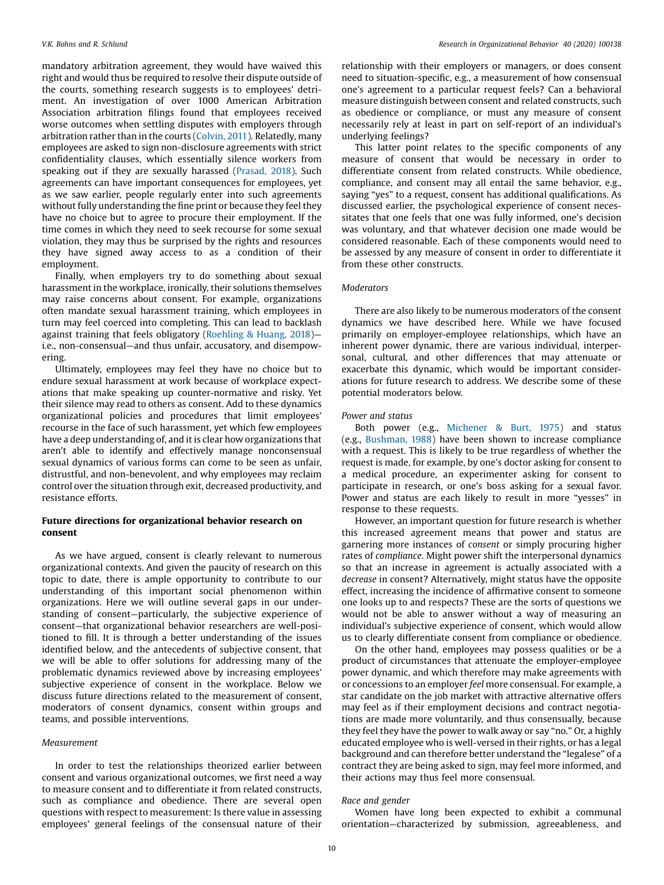mandatory arbitration agreement, they would have waived this right and would thus be required to resolve their dispute outside of the courts, something research suggests is to employees' detriment. An investigation of over 1000 American Arbitration Association arbitration filings found that employees received worse outcomes when settling disputes with employers through arbitration rather than in the courts (Colvin, 2011). Relatedly, many employees are asked to sign non-disclosure agreements with strict confidentiality clauses, which essentially silence workers from speaking out if they are sexually harassed (Prasad, 2018). Such agreements can have important consequences for employees, yet as we saw earlier, people regularly enter into such agreements without fully understanding the fine print or because they feel they have no choice but to agree to procure their employment. If the time comes in which they need to seek recourse for some sexual violation, they may thus be surprised by the rights and resources they have signed away access to as a condition of their employment.

Finally, when employers try to do something about sexual harassment in the workplace, ironically, their solutions themselves may raise concerns about consent. For example, organizations often mandate sexual harassment training, which employees in turn may feel coerced into completing. This can lead to backlash against training that feels obligatory (Roehling & Huang, 2018)—i.e., non-consensual—and thus unfair, accusatory, and disempowering.

Ultimately, employees may feel they have no choice but to endure sexual harassment at work because of workplace expectations that make speaking up counter-normative and risky. Yet their silence may read to others as consent. Add to these dynamics organizational policies and procedures that limit employees' recourse in the face of such harassment, yet which few employees have a deep understanding of, and it is clear how organizations that aren't able to identify and effectively manage nonconsensual sexual dynamics of various forms can come to be seen as unfair, distrustful, and non-benevolent, and why employees may reclaim control over the situation through exit, decreased productivity, and resistance efforts.

## Future directions for organizational behavior research on consent

As we have argued, consent is clearly relevant to numerous organizational contexts. And given the paucity of research on this topic to date, there is ample opportunity to contribute to our understanding of this important social phenomenon within organizations. Here we will outline several gaps in our understanding of consent—particularly, the subjective experience of consent—that organizational behavior researchers are well-positioned to fill. It is through a better understanding of the issues identified below, and the antecedents of subjective consent, that we will be able to offer solutions for addressing many of the problematic dynamics reviewed above by increasing employees' subjective experience of consent in the workplace. Below we discuss future directions related to the measurement of consent, moderators of consent dynamics, consent within groups and teams, and possible interventions.

### *Measurement*

In order to test the relationships theorized earlier between consent and various organizational outcomes, we first need a way to measure consent and to differentiate it from related constructs, such as compliance and obedience. There are several open questions with respect to measurement: Is there value in assessing employees' general feelings of the consensual nature of their relationship with their employers or managers, or does consent need to situation-specific, e.g., a measurement of how consensual one's agreement to a particular request feels? Can a behavioral measure distinguish between consent and related constructs, such as obedience or compliance, or must any measure of consent necessarily rely at least in part on self-report of an individual's underlying feelings?

This latter point relates to the specific components of any measure of consent that would be necessary in order to differentiate consent from related constructs. While obedience, compliance, and consent may all entail the same behavior, e.g., saying "yes" to a request, consent has additional qualifications. As discussed earlier, the psychological experience of consent necessitates that one feels that one was fully informed, one's decision was voluntary, and that whatever decision one made would be considered reasonable. Each of these components would need to be assessed by any measure of consent in order to differentiate it from these other constructs.

### *Moderators*

There are also likely to be numerous moderators of the consent dynamics we have described here. While we have focused primarily on employer-employee relationships, which have an inherent power dynamic, there are various individual, interpersonal, cultural, and other differences that may attenuate or exacerbate this dynamic, which would be important considerations for future research to address. We describe some of these potential moderators below.

#### *Power and status*

Both power (e.g., Michener & Burt, 1975) and status (e.g., Bushman, 1988) have been shown to increase compliance with a request. This is likely to be true regardless of whether the request is made, for example, by one's doctor asking for consent to a medical procedure, an experimenter asking for consent to participate in research, or one's boss asking for a sexual favor. Power and status are each likely to result in more "yesses" in response to these requests.

However, an important question for future research is whether this increased agreement means that power and status are garnering more instances of *consent* or simply procuring higher rates of *compliance*. Might power shift the interpersonal dynamics so that an increase in agreement is actually associated with a *decrease* in consent? Alternatively, might status have the opposite effect, increasing the incidence of affirmative consent to someone one looks up to and respects? These are the sorts of questions we would not be able to answer without a way of measuring an individual's subjective experience of consent, which would allow us to clearly differentiate consent from compliance or obedience.

On the other hand, employees may possess qualities or be a product of circumstances that attenuate the employer-employee power dynamic, and which therefore may make agreements with or concessions to an employer *feel* more consensual. For example, a star candidate on the job market with attractive alternative offers may feel as if their employment decisions and contract negotiations are made more voluntarily, and thus consensually, because they feel they have the power to walk away or say "no." Or, a highly educated employee who is well-versed in their rights, or has a legal background and can therefore better understand the "legalese" of a contract they are being asked to sign, may feel more informed, and their actions may thus feel more consensual.

#### *Race and gender*

Women have long been expected to exhibit a communal orientation—characterized by submission, agreeableness, and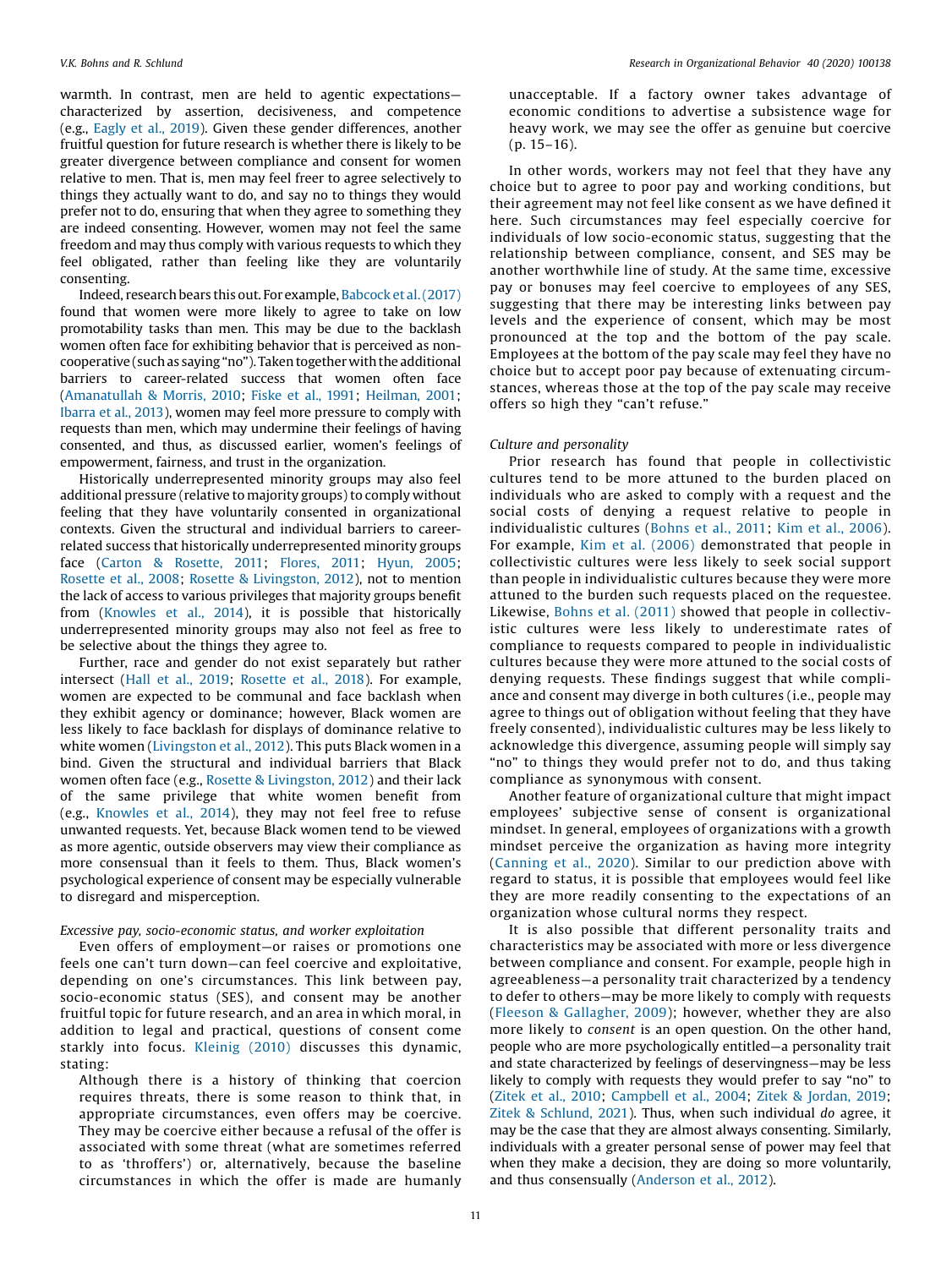warmth. In contrast, men are held to agentic expectations—characterized by assertion, decisiveness, and competence (e.g., Eagly et al., 2019). Given these gender differences, another fruitful question for future research is whether there is likely to be greater divergence between compliance and consent for women relative to men. That is, men may feel freer to agree selectively to things they actually want to do, and say no to things they would prefer not to do, ensuring that when they agree to something they are indeed consenting. However, women may not feel the same freedom and may thus comply with various requests to which they feel obligated, rather than feeling like they are voluntarily consenting.

Indeed, research bears this out. For example, Babcock et al. (2017) found that women were more likely to agree to take on low promotability tasks than men. This may be due to the backlash women often face for exhibiting behavior that is perceived as non-cooperative (such as saying "no"). Taken together with the additional barriers to career-related success that women often face (Amanatullah & Morris, 2010; Fiske et al., 1991; Heilman, 2001; Ibarra et al., 2013), women may feel more pressure to comply with requests than men, which may undermine their feelings of having consented, and thus, as discussed earlier, women's feelings of empowerment, fairness, and trust in the organization.

Historically underrepresented minority groups may also feel additional pressure (relative to majority groups) to comply without feeling that they have voluntarily consented in organizational contexts. Given the structural and individual barriers to career-related success that historically underrepresented minority groups face (Carton & Rosette, 2011; Flores, 2011; Hyun, 2005; Rosette et al., 2008; Rosette & Livingston, 2012), not to mention the lack of access to various privileges that majority groups benefit from (Knowles et al., 2014), it is possible that historically underrepresented minority groups may also not feel as free to be selective about the things they agree to.

Further, race and gender do not exist separately but rather intersect (Hall et al., 2019; Rosette et al., 2018). For example, women are expected to be communal and face backlash when they exhibit agency or dominance; however, Black women are less likely to face backlash for displays of dominance relative to white women (Livingston et al., 2012). This puts Black women in a bind. Given the structural and individual barriers that Black women often face (e.g., Rosette & Livingston, 2012) and their lack of the same privilege that white women benefit from (e.g., Knowles et al., 2014), they may not feel free to refuse unwanted requests. Yet, because Black women tend to be viewed as more agentic, outside observers may view their compliance as more consensual than it feels to them. Thus, Black women's psychological experience of consent may be especially vulnerable to disregard and misperception.

*Excessive pay, socio-economic status, and worker exploitation*

Even offers of employment—or raises or promotions one feels one can't turn down—can feel coercive and exploitative, depending on one's circumstances. This link between pay, socio-economic status (SES), and consent may be another fruitful topic for future research, and an area in which moral, in addition to legal and practical, questions of consent come starkly into focus. Kleinig (2010) discusses this dynamic, stating:

> Although there is a history of thinking that coercion requires threats, there is some reason to think that, in appropriate circumstances, even offers may be coercive. They may be coercive either because a refusal of the offer is associated with some threat (what are sometimes referred to as 'throffers') or, alternatively, because the baseline circumstances in which the offer is made are humanly unacceptable. If a factory owner takes advantage of economic conditions to advertise a subsistence wage for heavy work, we may see the offer as genuine but coercive (p. 15–16).

In other words, workers may not feel that they have any choice but to agree to poor pay and working conditions, but their agreement may not feel like consent as we have defined it here. Such circumstances may feel especially coercive for individuals of low socio-economic status, suggesting that the relationship between compliance, consent, and SES may be another worthwhile line of study. At the same time, excessive pay or bonuses may feel coercive to employees of any SES, suggesting that there may be interesting links between pay levels and the experience of consent, which may be most pronounced at the top and the bottom of the pay scale. Employees at the bottom of the pay scale may feel they have no choice but to accept poor pay because of extenuating circumstances, whereas those at the top of the pay scale may receive offers so high they "can't refuse."

*Culture and personality*

Prior research has found that people in collectivistic cultures tend to be more attuned to the burden placed on individuals who are asked to comply with a request and the social costs of denying a request relative to people in individualistic cultures (Bohns et al., 2011; Kim et al., 2006). For example, Kim et al. (2006) demonstrated that people in collectivistic cultures were less likely to seek social support than people in individualistic cultures because they were more attuned to the burden such requests placed on the requestee. Likewise, Bohns et al. (2011) showed that people in collectivistic cultures were less likely to underestimate rates of compliance to requests compared to people in individualistic cultures because they were more attuned to the social costs of denying requests. These findings suggest that while compliance and consent may diverge in both cultures (i.e., people may agree to things out of obligation without feeling that they have freely consented), individualistic cultures may be less likely to acknowledge this divergence, assuming people will simply say "no" to things they would prefer not to do, and thus taking compliance as synonymous with consent.

Another feature of organizational culture that might impact employees' subjective sense of consent is organizational mindset. In general, employees of organizations with a growth mindset perceive the organization as having more integrity (Canning et al., 2020). Similar to our prediction above with regard to status, it is possible that employees would feel like they are more readily consenting to the expectations of an organization whose cultural norms they respect.

It is also possible that different personality traits and characteristics may be associated with more or less divergence between compliance and consent. For example, people high in agreeableness—a personality trait characterized by a tendency to defer to others—may be more likely to comply with requests (Fleeson & Gallagher, 2009); however, whether they are also more likely to *consent* is an open question. On the other hand, people who are more psychologically entitled—a personality trait and state characterized by feelings of deservingness—may be less likely to comply with requests they would prefer to say "no" to (Zitek et al., 2010; Campbell et al., 2004; Zitek & Jordan, 2019; Zitek & Schlund, 2021). Thus, when such individual *do* agree, it may be the case that they are almost always consenting. Similarly, individuals with a greater personal sense of power may feel that when they make a decision, they are doing so more voluntarily, and thus consensually (Anderson et al., 2012).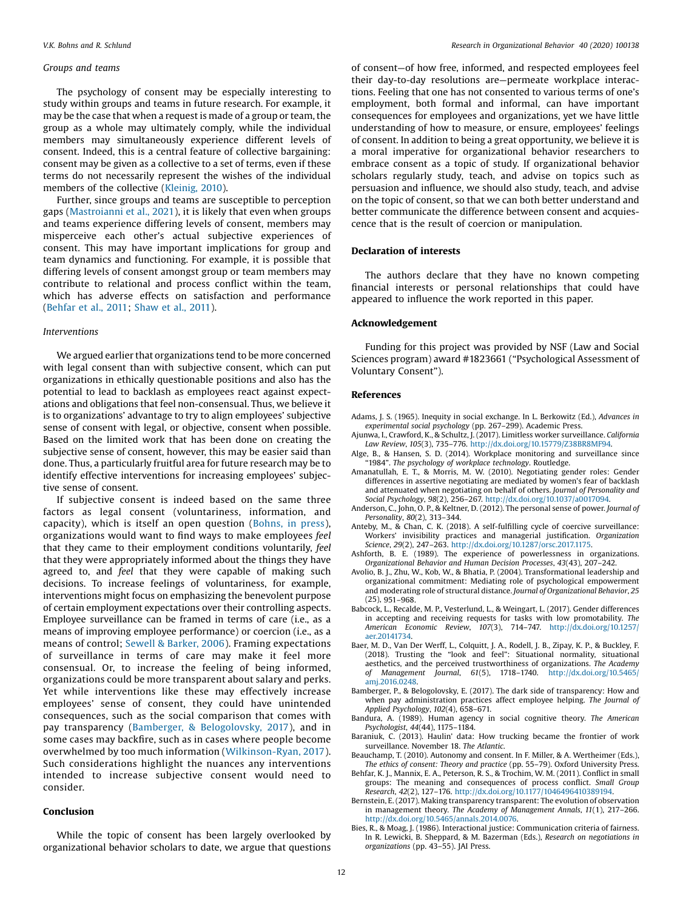### Groups and teams

The psychology of consent may be especially interesting to study within groups and teams in future research. For example, it may be the case that when a request is made of a group or team, the group as a whole may ultimately comply, while the individual members may simultaneously experience different levels of consent. Indeed, this is a central feature of collective bargaining: consent may be given as a collective to a set of terms, even if these terms do not necessarily represent the wishes of the individual members of the collective (Kleinig, 2010).

Further, since groups and teams are susceptible to perception gaps (Mastroianni et al., 2021), it is likely that even when groups and teams experience differing levels of consent, members may misperceive each other's actual subjective experiences of consent. This may have important implications for group and team dynamics and functioning. For example, it is possible that differing levels of consent amongst group or team members may contribute to relational and process conflict within the team, which has adverse effects on satisfaction and performance (Behfar et al., 2011; Shaw et al., 2011).

### Interventions

We argued earlier that organizations tend to be more concerned with legal consent than with subjective consent, which can put organizations in ethically questionable positions and also has the potential to lead to backlash as employees react against expectations and obligations that feel non-consensual. Thus, we believe it is to organizations' advantage to try to align employees' subjective sense of consent with legal, or objective, consent when possible. Based on the limited work that has been done on creating the subjective sense of consent, however, this may be easier said than done. Thus, a particularly fruitful area for future research may be to identify effective interventions for increasing employees' subjective sense of consent.

If subjective consent is indeed based on the same three factors as legal consent (voluntariness, information, and capacity), which is itself an open question (Bohns, in press), organizations would want to find ways to make employees *feel* that they came to their employment conditions voluntarily, *feel* that they were appropriately informed about the things they have agreed to, and *feel* that they were capable of making such decisions. To increase feelings of voluntariness, for example, interventions might focus on emphasizing the benevolent purpose of certain employment expectations over their controlling aspects. Employee surveillance can be framed in terms of care (i.e., as a means of improving employee performance) or coercion (i.e., as a means of control; Sewell & Barker, 2006). Framing expectations of surveillance in terms of care may make it feel more consensual. Or, to increase the feeling of being informed, organizations could be more transparent about salary and perks. Yet while interventions like these may effectively increase employees' sense of consent, they could have unintended consequences, such as the social comparison that comes with pay transparency (Bamberger, & Belogolovsky, 2017), and in some cases may backfire, such as in cases where people become overwhelmed by too much information (Wilkinson-Ryan, 2017). Such considerations highlight the nuances any interventions intended to increase subjective consent would need to consider.

## Conclusion

While the topic of consent has been largely overlooked by organizational behavior scholars to date, we argue that questions of consent—of how free, informed, and respected employees feel their day-to-day resolutions are—permeate workplace interactions. Feeling that one has not consented to various terms of one's employment, both formal and informal, can have important consequences for employees and organizations, yet we have little understanding of how to measure, or ensure, employees' feelings of consent. In addition to being a great opportunity, we believe it is a moral imperative for organizational behavior researchers to embrace consent as a topic of study. If organizational behavior scholars regularly study, teach, and advise on topics such as persuasion and influence, we should also study, teach, and advise on the topic of consent, so that we can both better understand and better communicate the difference between consent and acquiescence that is the result of coercion or manipulation.

## Declaration of interests

The authors declare that they have no known competing financial interests or personal relationships that could have appeared to influence the work reported in this paper.

## Acknowledgement

Funding for this project was provided by NSF (Law and Social Sciences program) award #1823661 ("Psychological Assessment of Voluntary Consent").

## References

Adams, J. S. (1965). Inequity in social exchange. In L. Berkowitz (Ed.), *Advances in experimental social psychology* (pp. 267–299). Academic Press.

Ajunwa, I., Crawford, K., & Schultz, J. (2017). Limitless worker surveillance. *California Law Review*, *105*(3), 735–776. http://dx.doi.org/10.15779/Z38BR8MF94.

Alge, B., & Hansen, S. D. (2014). Workplace monitoring and surveillance since "1984". *The psychology of workplace technology*. Routledge.

Amanatullah, E. T., & Morris, M. W. (2010). Negotiating gender roles: Gender differences in assertive negotiating are mediated by women's fear of backlash and attenuated when negotiating on behalf of others. *Journal of Personality and Social Psychology*, *98*(2), 256–267. http://dx.doi.org/10.1037/a0017094.

Anderson, C., John, O. P., & Keltner, D. (2012). The personal sense of power. *Journal of Personality*, *80*(2), 313–344.

Anteby, M., & Chan, C. K. (2018). A self-fulfilling cycle of coercive surveillance: Workers' invisibility practices and managerial justification. *Organization Science*, *29*(2), 247–263. http://dx.doi.org/10.1287/orsc.2017.1175.

Ashforth, B. E. (1989). The experience of powerlessness in organizations. *Organizational Behavior and Human Decision Processes*, *43*(43), 207–242.

Avolio, B. J., Zhu, W., Kob, W., & Bhatia, P. (2004). Transformational leadership and organizational commitment: Mediating role of psychological empowerment and moderating role of structural distance. *Journal of Organizational Behavior*, *25* (25), 951–968.

Babcock, L., Recalde, M. P., Vesterlund, L., & Weingart, L. (2017). Gender differences in accepting and receiving requests for tasks with low promotability. *The American Economic Review*, *107*(3), 714–747. http://dx.doi.org/10.1257/aer.20141734.

Baer, M. D., Van Der Werff, L., Colquitt, J. A., Rodell, J. B., Zipay, K. P., & Buckley, F. (2018). Trusting the "look and feel": Situational normality, situational aesthetics, and the perceived trustworthiness of organizations. *The Academy of Management Journal*, *61*(5), 1718–1740. http://dx.doi.org/10.5465/amj.2016.0248.

Bamberger, P., & Belogolovsky, E. (2017). The dark side of transparency: How and when pay administration practices affect employee helping. *The Journal of Applied Psychology*, *102*(4), 658–671.

Bandura, A. (1989). Human agency in social cognitive theory. *The American Psychologist*, *44*(44), 1175–1184.

Baraniuk, C. (2013). Haulin' data: How trucking became the frontier of work surveillance. November 18. *The Atlantic*.

Beauchamp, T. (2010). Autonomy and consent. In F. Miller, & A. Wertheimer (Eds.), *The ethics of consent: Theory and practice* (pp. 55–79). Oxford University Press.

Behfar, K. J., Mannix, E. A., Peterson, R. S., & Trochim, W. M. (2011). Conflict in small groups: The meaning and consequences of process conflict. *Small Group Research*, *42*(2), 127–176. http://dx.doi.org/10.1177/1046496410389194.

Bernstein, E. (2017). Making transparency transparent: The evolution of observation in management theory. *The Academy of Management Annals*, *11*(1), 217–266. http://dx.doi.org/10.5465/annals.2014.0076.

Bies, R., & Moag, J. (1986). Interactional justice: Communication criteria of fairness. In R. Lewicki, B. Sheppard, & M. Bazerman (Eds.), *Research on negotiations in organizations* (pp. 43–55). JAI Press.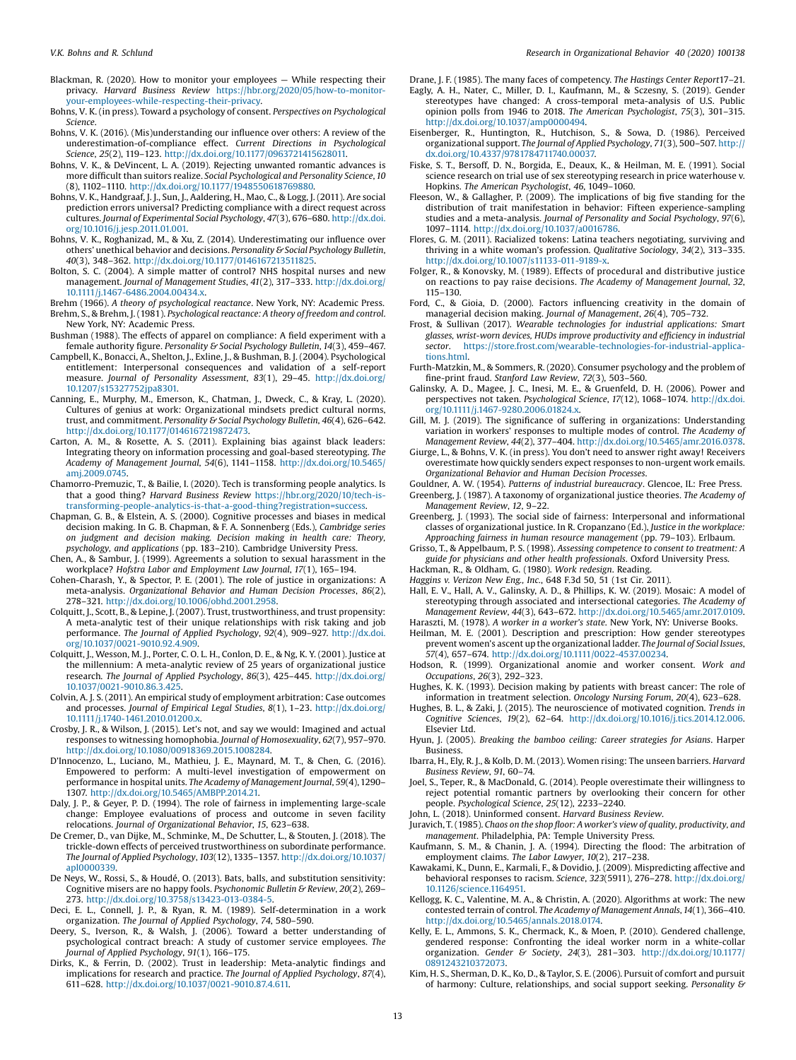Blackman, R. (2020). How to monitor your employees — While respecting their privacy. *Harvard Business Review* https://hbr.org/2020/05/how-to-monitor-your-employees-while-respecting-their-privacy.

Bohns, V. K. (in press). Toward a psychology of consent. *Perspectives on Psychological Science*.

Bohns, V. K. (2016). (Mis)understanding our influence over others: A review of the underestimation-of-compliance effect. *Current Directions in Psychological Science*, *25*(2), 119–123. http://dx.doi.org/10.1177/0963721415628011.

Bohns, V. K., & DeVincent, L. A. (2019). Rejecting unwanted romantic advances is more difficult than suitors realize. *Social Psychological and Personality Science*, *10* (8), 1102–1110. http://dx.doi.org/10.1177/1948550618769880.

Bohns, V. K., Handgraaf, J. J., Sun, J., Aaldering, H., Mao, C., & Logg, J. (2011). Are social prediction errors universal? Predicting compliance with a direct request across cultures. *Journal of Experimental Social Psychology*, *47*(3), 676–680. http://dx.doi.org/10.1016/j.jesp.2011.01.001.

Bohns, V. K., Roghanizad, M. M., & Xu, Z. (2014). Underestimating our influence over others' unethical behavior and decisions. *Personality & Social Psychology Bulletin*, *40*(3), 348–362. http://dx.doi.org/10.1177/0146167213511825.

Bolton, S. C. (2004). A simple matter of control? NHS hospital nurses and new management. *Journal of Management Studies*, *41*(2), 317–333. http://dx.doi.org/10.1111/j.1467-6486.2004.00434.x.

Brehm (1966). *A theory of psychological reactance*. New York, NY: Academic Press.

Brehm, S., & Brehm, J. (1981). *Psychological reactance: A theory of freedom and control*. New York, NY: Academic Press.

Bushman (1988). The effects of apparel on compliance: A field experiment with a female authority figure. *Personality & Social Psychology Bulletin*, *14*(3), 459–467.

Campbell, K., Bonacci, A., Shelton, J., Exline, J., & Bushman, B. J. (2004). Psychological entitlement: Interpersonal consequences and validation of a self-report measure. *Journal of Personality Assessment*, *83*(1), 29–45. http://dx.doi.org/10.1207/s15327752jpa8301.

Canning, E., Murphy, M., Emerson, K., Chatman, J., Dweck, C., & Kray, L. (2020). Cultures of genius at work: Organizational mindsets predict cultural norms, trust, and commitment. *Personality & Social Psychology Bulletin*, *46*(4), 626–642. http://dx.doi.org/10.1177/0146167219872473.

Carton, A. M., & Rosette, A. S. (2011). Explaining bias against black leaders: Integrating theory on information processing and goal-based stereotyping. *The Academy of Management Journal*, *54*(6), 1141–1158. http://dx.doi.org/10.5465/amj.2009.0745.

Chamorro-Premuzic, T., & Bailie, I. (2020). Tech is transforming people analytics. Is that a good thing? *Harvard Business Review* https://hbr.org/2020/10/tech-is-transforming-people-analytics-is-that-a-good-thing?registration=success.

Chapman, G. B., & Elstein, A. S. (2000). Cognitive processes and biases in medical decision making. In G. B. Chapman, & F. A. Sonnenberg (Eds.), *Cambridge series on judgment and decision making. Decision making in health care: Theory, psychology, and applications* (pp. 183–210). Cambridge University Press.

Chen, A., & Sambur, J. (1999). Agreements a solution to sexual harassment in the workplace? *Hofstra Labor and Employment Law Journal*, *17*(1), 165–194.

Cohen-Charash, Y., & Spector, P. E. (2001). The role of justice in organizations: A meta-analysis. *Organizational Behavior and Human Decision Processes*, *86*(2), 278–321. http://dx.doi.org/10.1006/obhd.2001.2958.

Colquitt, J., Scott, B., & Lepine, J. (2007). Trust, trustworthiness, and trust propensity: A meta-analytic test of their unique relationships with risk taking and job performance. *The Journal of Applied Psychology*, *92*(4), 909–927. http://dx.doi.org/10.1037/0021-9010.92.4.909.

Colquitt, J., Wesson, M. J., Porter, C. O. L. H., Conlon, D. E., & Ng, K. Y. (2001). Justice at the millennium: A meta-analytic review of 25 years of organizational justice research. *The Journal of Applied Psychology*, *86*(3), 425–445. http://dx.doi.org/10.1037/0021-9010.86.3.425.

Colvin, A. J. S. (2011). An empirical study of employment arbitration: Case outcomes and processes. *Journal of Empirical Legal Studies*, *8*(1), 1–23. http://dx.doi.org/10.1111/j.1740-1461.2010.01200.x.

Crosby, J. R., & Wilson, J. (2015). Let's not, and say we would: Imagined and actual responses to witnessing homophobia. *Journal of Homosexuality*, *62*(7), 957–970. http://dx.doi.org/10.1080/00918369.2015.1008284.

D'Innocenzo, L., Luciano, M., Mathieu, J. E., Maynard, M. T., & Chen, G. (2016). Empowered to perform: A multi-level investigation of empowerment on performance in hospital units. *The Academy of Management Journal*, *59*(4), 1290–1307. http://dx.doi.org/10.5465/AMBPP.2014.21.

Daly, J. P., & Geyer, P. D. (1994). The role of fairness in implementing large-scale change: Employee evaluations of process and outcome in seven facility relocations. *Journal of Organizational Behavior*, *15*, 623–638.

De Cremer, D., van Dijke, M., Schminke, M., De Schutter, L., & Stouten, J. (2018). The trickle-down effects of perceived trustworthiness on subordinate performance. *The Journal of Applied Psychology*, *103*(12), 1335–1357. http://dx.doi.org/10.1037/apl0000339.

De Neys, W., Rossi, S., & Houdé, O. (2013). Bats, balls, and substitution sensitivity: Cognitive misers are no happy fools. *Psychonomic Bulletin & Review*, *20*(2), 269–273. http://dx.doi.org/10.3758/s13423-013-0384-5.

Deci, E. L., Connell, J. P., & Ryan, R. M. (1989). Self-determination in a work organization. *The Journal of Applied Psychology*, *74*, 580–590.

Deery, S., Iverson, R., & Walsh, J. (2006). Toward a better understanding of psychological contract breach: A study of customer service employees. *The Journal of Applied Psychology*, *91*(1), 166–175.

Dirks, K., & Ferrin, D. (2002). Trust in leadership: Meta-analytic findings and implications for research and practice. *The Journal of Applied Psychology*, *87*(4), 611–628. http://dx.doi.org/10.1037/0021-9010.87.4.611.

Drane, J. F. (1985). The many faces of competency. *The Hastings Center Report*17–21.

Eagly, A. H., Nater, C., Miller, D. I., Kaufmann, M., & Sczesny, S. (2019). Gender stereotypes have changed: A cross-temporal meta-analysis of U.S. Public opinion polls from 1946 to 2018. *The American Psychologist*, *75*(3), 301–315. http://dx.doi.org/10.1037/amp0000494.

Eisenberger, R., Huntington, R., Hutchison, S., & Sowa, D. (1986). Perceived organizational support. *The Journal of Applied Psychology*, *71*(3), 500–507. http://dx.doi.org/10.4337/9781784711740.00037.

Fiske, S. T., Bersoff, D. N., Borgida, E., Deaux, K., & Heilman, M. E. (1991). Social science research on trial use of sex stereotyping research in price waterhouse v. Hopkins. *The American Psychologist*, *46*, 1049–1060.

Fleeson, W., & Gallagher, P. (2009). The implications of big five standing for the distribution of trait manifestation in behavior: Fifteen experience-sampling studies and a meta-analysis. *Journal of Personality and Social Psychology*, *97*(6), 1097–1114. http://dx.doi.org/10.1037/a0016786.

Flores, G. M. (2011). Racialized tokens: Latina teachers negotiating, surviving and thriving in a white woman's profession. *Qualitative Sociology*, *34*(2), 313–335. http://dx.doi.org/10.1007/s11133-011-9189-x.

Folger, R., & Konovsky, M. (1989). Effects of procedural and distributive justice on reactions to pay raise decisions. *The Academy of Management Journal*, *32*, 115–130.

Ford, C., & Gioia, D. (2000). Factors influencing creativity in the domain of managerial decision making. *Journal of Management*, *26*(4), 705–732.

Frost, & Sullivan (2017). *Wearable technologies for industrial applications: Smart glasses, wrist-worn devices, HUDs improve productivity and efficiency in industrial sector*. https://store.frost.com/wearable-technologies-for-industrial-applications.html.

Furth-Matzkin, M., & Sommers, R. (2020). Consumer psychology and the problem of fine-print fraud. *Stanford Law Review*, *72*(3), 503–560.

Galinsky, A. D., Magee, J. C., Inesi, M. E., & Gruenfeld, D. H. (2006). Power and perspectives not taken. *Psychological Science*, *17*(12), 1068–1074. http://dx.doi.org/10.1111/j.1467-9280.2006.01824.x.

Gill, M. J. (2019). The significance of suffering in organizations: Understanding variation in workers' responses to multiple modes of control. *The Academy of Management Review*, *44*(2), 377–404. http://dx.doi.org/10.5465/amr.2016.0378.

Giurge, L., & Bohns, V. K. (in press). You don't need to answer right away! Receivers overestimate how quickly senders expect responses to non-urgent work emails. *Organizational Behavior and Human Decision Processes*.

Gouldner, A. W. (1954). *Patterns of industrial bureaucracy*. Glencoe, IL: Free Press.

Greenberg, J. (1987). A taxonomy of organizational justice theories. *The Academy of Management Review*, *12*, 9–22.

Greenberg, J. (1993). The social side of fairness: Interpersonal and informational classes of organizational justice. In R. Cropanzano (Ed.), *Justice in the workplace: Approaching fairness in human resource management* (pp. 79–103). Erlbaum.

Grisso, T., & Appelbaum, P. S. (1998). *Assessing competence to consent to treatment: A guide for physicians and other health professionals*. Oxford University Press.

Hackman, R., & Oldham, G. (1980). *Work redesign*. Reading.

*Haggins v. Verizon New Eng., Inc.*, 648 F.3d 50, 51 (1st Cir. 2011).

Hall, E. V., Hall, A. V., Galinsky, A. D., & Phillips, K. W. (2019). Mosaic: A model of stereotyping through associated and intersectional categories. *The Academy of Management Review*, *44*(3), 643–672. http://dx.doi.org/10.5465/amr.2017.0109.

Haraszti, M. (1978). *A worker in a worker's state*. New York, NY: Universe Books.

Heilman, M. E. (2001). Description and prescription: How gender stereotypes prevent women's ascent up the organizational ladder. *The Journal of Social Issues*, *57*(4), 657–674. http://dx.doi.org/10.1111/0022-4537.00234.

Hodson, R. (1999). Organizational anomie and worker consent. *Work and Occupations*, *26*(3), 292–323.

Hughes, K. K. (1993). Decision making by patients with breast cancer: The role of information in treatment selection. *Oncology Nursing Forum*, *20*(4), 623–628.

Hughes, B. L., & Zaki, J. (2015). The neuroscience of motivated cognition. *Trends in Cognitive Sciences*, *19*(2), 62–64. http://dx.doi.org/10.1016/j.tics.2014.12.006. Elsevier Ltd.

Hyun, J. (2005). *Breaking the bamboo ceiling: Career strategies for Asians*. Harper Business.

Ibarra, H., Ely, R. J., & Kolb, D. M. (2013). Women rising: The unseen barriers. *Harvard Business Review*, *91*, 60–74.

Joel, S., Teper, R., & MacDonald, G. (2014). People overestimate their willingness to reject potential romantic partners by overlooking their concern for other people. *Psychological Science*, *25*(12), 2233–2240.

John, L. (2018). Uninformed consent. *Harvard Business Review*.

Juravich, T. (1985). *Chaos on the shop floor: A worker's view of quality, productivity, and management*. Philadelphia, PA: Temple University Press.

Kaufmann, S. M., & Chanin, J. A. (1994). Directing the flood: The arbitration of employment claims. *The Labor Lawyer*, *10*(2), 217–238.

Kawakami, K., Dunn, E., Karmali, F., & Dovidio, J. (2009). Mispredicting affective and behavioral responses to racism. *Science*, *323*(5911), 276–278. http://dx.doi.org/10.1126/science.1164951.

Kellogg, K. C., Valentine, M. A., & Christin, A. (2020). Algorithms at work: The new contested terrain of control. *The Academy of Management Annals*, *14*(1), 366–410. http://dx.doi.org/10.5465/annals.2018.0174.

Kelly, E. L., Ammons, S. K., Chermack, K., & Moen, P. (2010). Gendered challenge, gendered response: Confronting the ideal worker norm in a white-collar organization. *Gender & Society*, *24*(3), 281–303. http://dx.doi.org/10.1177/0891243210372073.

Kim, H. S., Sherman, D. K., Ko, D., & Taylor, S. E. (2006). Pursuit of comfort and pursuit of harmony: Culture, relationships, and social support seeking. *Personality &*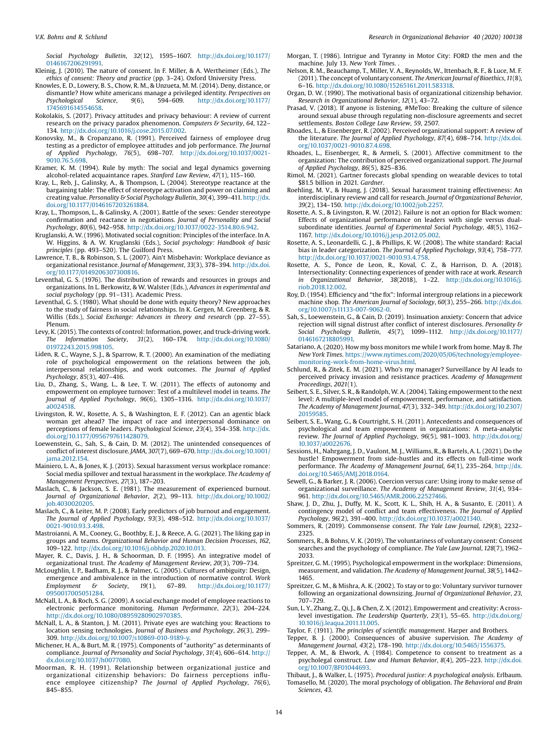Social Psychology Bulletin, 32(12), 1595–1607. http://dx.doi.org/10.1177/0146167206291991.

Kleinig, J. (2010). The nature of consent. In F. Miller, & A. Wertheimer (Eds.), *The ethics of consent: Theory and practice* (pp. 3–24). Oxford University Press.

Knowles, E. D., Lowery, B. S., Chow, R. M., & Unzueta, M. M. (2014). Deny, distance, or dismantle? How white americans manage a privileged identity. *Perspectives on Psychological Science*, *9*(6), 594–609. http://dx.doi.org/10.1177/1745691614554658.

Kokolakis, S. (2017). Privacy attitudes and privacy behaviour: A review of current research on the privacy paradox phenomenon. *Computers & Security*, *64*, 122–134. http://dx.doi.org/10.1016/j.cose.2015.07.002.

Konovsky, M., & Cropanzano, R. (1991). Perceived fairness of employee drug testing as a predictor of employee attitudes and job performance. *The Journal of Applied Psychology*, *76*(5), 698–707. http://dx.doi.org/10.1037/0021-9010.76.5.698.

Kramer, K. M. (1994). Rule by myth: The social and legal dynamics governing alcohol-related acquaintance rapes. *Stanford Law Review*, *47*(1), 115–160.

Kray, L., Reb, J., Galinsky, A., & Thompson, L. (2004). Stereotype reactance at the bargaining table: The effect of stereotype activation and power on claiming and creating value. *Personality & Social Psychology Bulletin*, *30*(4), 399–411. http://dx.doi.org/10.1177/0146167203261884.

Kray, L., Thompson, L., & Galinsky, A. (2001). Battle of the sexes: Gender stereotype confirmation and reactance in negotiations. *Journal of Personality and Social Psychology*, *80*(6), 942–958. http://dx.doi.org/10.1037/0022-3514.80.6.942.

Kruglanski, A. W. (1996). Motivated social cognition: Principles of the interface. In A. W. Higgins, & A. W. Kruglanski (Eds.), *Social psychology: Handbook of basic principles* (pp. 493–520). The Guilford Press.

Lawrence, T. B., & Robinson, S. L. (2007). Ain't Misbehavin: Workplace deviance as organizational resistance. *Journal of Management*, *33*(3), 378–394. http://dx.doi.org/10.1177/0149206307300816.

Leventhal, G. S. (1976). The distribution of rewards and resources in groups and organizations. In L. Berkowitz, & W. Walster (Eds.), *Advances in experimental and social psychology* (pp. 91–131). Academic Press.

Leventhal, G. S. (1980). What should be done with equity theory? New approaches to the study of fairness in social relationships. In K. Gergen, M. Greenberg, & R. Willis (Eds.), *Social Exchange: Advances in theory and research* (pp. 27–55). Plenum.

Levy, K. (2015). The contexts of control: Information, power, and truck-driving work. *The Information Society*, *31*(2), 160–174. http://dx.doi.org/10.1080/01972243.2015.998105.

Liden, R. C., Wayne, S. J., & Sparrow, R. T. (2000). An examination of the mediating role of psychological empowerment on the relations between the job, interpersonal relationships, and work outcomes. *The Journal of Applied Psychology*, *85*(3), 407–416.

Liu, D., Zhang, S., Wang, L., & Lee, T. W. (2011). The effects of autonomy and empowerment on employee turnover: Test of a multilevel model in teams. *The Journal of Applied Psychology*, *96*(6), 1305–1316. http://dx.doi.org/10.1037/a0024518.

Livingston, R. W., Rosette, A. S., & Washington, E. F. (2012). Can an agentic black woman get ahead? The impact of race and interpersonal dominance on perceptions of female leaders. *Psychological Science*, *23*(4), 354–358. http://dx.doi.org/10.1177/0956797611428079.

Loewenstein, G., Sah, S., & Cain, D. M. (2012). The unintended consequences of conflict of interest disclosure. *JAMA*, *307*(7), 669–670. http://dx.doi.org/10.1001/jama.2012.154.

Mainiero, L. A., & Jones, K. J. (2013). Sexual harassment versus workplace romance: Social media spillover and textual harassment in the workplace. *The Academy of Management Perspectives*, *27*(3), 187–203.

Maslach, C., & Jackson, S. E. (1981). The measurement of experienced burnout. *Journal of Organizational Behavior*, *2*(2), 99–113. http://dx.doi.org/10.1002/job.4030020205.

Maslach, C., & Leiter, M. P. (2008). Early predictors of job burnout and engagement. *The Journal of Applied Psychology*, *93*(3), 498–512. http://dx.doi.org/10.1037/0021-9010.93.3.498.

Mastroianni, A. M., Cooney, G., Boothby, E. J., & Reece, A. G. (2021). The liking gap in groups and teams. *Organizational Behavior and Human Decision Processes*, *162*, 109–122. http://dx.doi.org/10.1016/j.obhdp.2020.10.013.

Mayer, R. C., Davis, J. H., & Schoorman, F. D. (1995). An integrative model of organizational trust. *The Academy of Management Review*, *20*(3), 709–734.

McLoughlin, I. P., Badham, R. J., & Palmer, G. (2005). Cultures of ambiguity: Design, emergence and ambivalence in the introduction of normative control. *Work Employment & Society*, *19*(1), 67–89. http://dx.doi.org/10.1177/0950017005051284.

McNall, L. A., & Roch, S. G. (2009). A social exchange model of employee reactions to electronic performance monitoring. *Human Performance*, *22*(3), 204–224. http://dx.doi.org/10.1080/08959280902970385.

McNall, L. A., & Stanton, J. M. (2011). Private eyes are watching you: Reactions to location sensing technologies. *Journal of Business and Psychology*, *26*(3), 299–309. http://dx.doi.org/10.1007/s10869-010-9189-y.

Michener, H. A., & Burt, M. R. (1975). Components of "authority" as determinants of compliance. *Journal of Personality and Social Psychology*, *31*(4), 606–614. http://dx.doi.org/10.1037/h0077080.

Moorman, R. H. (1991). Relationship between organizational justice and organizational citizenship behaviors: Do fairness perceptions influence employee citizenship? *The Journal of Applied Psychology*, *76*(6), 845–855.

Morgan, T. (1986). Intrigue and Tyranny in Motor City: FORD the men and the machine. July 13. *New York Times*. .

Nelson, R. M., Beauchamp, T., Miller, V. A., Reynolds, W., Ittenbach, R. F., & Luce, M. F. (2011). The concept of voluntary consent. *The American Journal of Bioethics*, *11*(8), 6–16. http://dx.doi.org/10.1080/15265161.2011.583318.

Organ, D. W. (1990). The motivational basis of organizational citizenship behavior. *Research in Organizational Behavior*, *12*(1), 43–72.

Prasad, V. (2018). If anyone is listening, #MeToo: Breaking the culture of silence around sexual abuse through regulating non-disclosure agreements and secret settlements. *Boston College Law Review*, *59*, 2507.

Rhoades, L., & Eisenberger, R. (2002). Perceived organizational support: A review of the literature. *The Journal of Applied Psychology*, *87*(4), 698–714. http://dx.doi.org/10.1037/0021-9010.87.4.698.

Rhoades, L., Eisenberger, R., & Armeli, S. (2001). Affective commitment to the organization: The contribution of perceived organizational support. *The Journal of Applied Psychology*, *86*(5), 825–836.

Rimol, M. (2021). Gartner forecasts global spending on wearable devices to total $81.5 billion in 2021. *Gartner*.

Roehling, M. V., & Huang, J. (2018). Sexual harassment training effectiveness: An interdisciplinary review and call for research. *Journal of Organizational Behavior*, *39*(2), 134–150. http://dx.doi.org/10.1002/job.2257.

Rosette, A. S., & Livingston, R. W. (2012). Failure is not an option for Black women: Effects of organizational performance on leaders with single versus dual-subordinate identities. *Journal of Experimental Social Psychology*, *48*(5), 1162–1167. http://dx.doi.org/10.1016/j.jesp.2012.05.002.

Rosette, A. S., Leonardelli, G. J., & Phillips, K. W. (2008). The white standard: Racial bias in leader categorization. *The Journal of Applied Psychology*, *93*(4), 758–777. http://dx.doi.org/10.1037/0021-9010.93.4.758.

Rosette, A. S., Ponce de Leon, R., Koval, C. Z., & Harrison, D. A. (2018). Intersectionality: Connecting experiences of gender with race at work. *Research in Organizational Behavior*, *38*(2018), 1–22. http://dx.doi.org/10.1016/j.riob.2018.12.002.

Roy, D. (1954). Efficiency and "the fix": Informal intergroup relations in a piecework machine shop. *The American Journal of Sociology*, *60*(3), 255–266. http://dx.doi.org/10.1007/s11133-007-9062-0.

Sah, S., Loewenstein, G., & Cain, D. (2019). Insinuation anxiety: Concern that advice rejection will signal distrust after conflict of interest disclosures. *Personality & Social Psychology Bulletin*, *45*(7), 1099–1112. http://dx.doi.org/10.1177/0146167218805991.

Satariano, A. (2020). How my boss monitors me while I work from home. May 8. *The New York Times*. https://www.nytimes.com/2020/05/06/technology/employee-monitoring-work-from-home-virus.html.

Schlund, R., & Zitek, E. M. (2021). Who's my manager? Surveillance by AI leads to perceived privacy invasion and resistance practices. *Academy of Management Proceedings*, *2021*(1).

Seibert, S. E., Silver, S. R., & Randolph, W. A. (2004). Taking empowerment to the next level: A multiple-level model of empowerment, performance, and satisfaction. *The Academy of Management Journal*, *47*(3), 332–349. http://dx.doi.org/10.2307/20159585.

Seibert, S. E., Wang, G., & Courtright, S. H. (2011). Antecedents and consequences of psychological and team empowerment in organizations: A meta-analytic review. *The Journal of Applied Psychology*, *96*(5), 981–1003. http://dx.doi.org/10.1037/a0022676.

Sessions, H., Nahrgang, J. D., Vaulont, M. J., Williams, R., & Bartels, A. L. (2021). Do the hustle! Empowerment from side-hustles and its effects on full-time work performance. *The Academy of Management Journal*, *64*(1), 235–264. http://dx.doi.org/10.5465/AMJ.2018.0164.

Sewell, G., & Barker, J. R. (2006). Coercion versus care: Using irony to make sense of organizational surveillance. *The Academy of Management Review*, *31*(4), 934–961. http://dx.doi.org/10.5465/AMR.2006.22527466.

Shaw, J. D., Zhu, J., Duffy, M. K., Scott, K. L., Shih, H. A., & Susanto, E. (2011). A contingency model of conflict and team effectiveness. *The Journal of Applied Psychology*, *96*(2), 391–400. http://dx.doi.org/10.1037/a0021340.

Sommers, R. (2019). Commonsense consent. *The Yale Law Journal*, *129*(8), 2232–2325.

Sommers, R., & Bohns, V. K. (2019). The voluntariness of voluntary consent: Consent searches and the psychology of compliance. *The Yale Law Journal*, *128*(7), 1962–2033.

Spreitzer, G. M. (1995). Psychological empowerment in the workplace: Dimensions, measurement, and validation. *The Academy of Management Journal*, *38*(5), 1442–1465.

Spreitzer, G. M., & Mishra, A. K. (2002). To stay or to go: Voluntary survivor turnover following an organizational downsizing. *Journal of Organizational Behavior*, *23*, 707–729.

Sun, L. Y., Zhang, Z., Qi, J., & Chen, Z. X. (2012). Empowerment and creativity: A cross-level investigation. *The Leadership Quarterly*, *23*(1), 55–65. http://dx.doi.org/10.1016/j.leaqua.2011.11.005.

Taylor, F. (1911). *The principles of scientific management*. Harper and Brothers.

Tepper, B. J. (2000). Consequences of abusive supervision. *The Academy of Management Journal*, *43*(2), 178–190. http://dx.doi.org/10.5465/1556375.

Tepper, A. M., & Elwork, A. (1984). Competence to consent to treatment as a psycholegal construct. *Law and Human Behavior*, *8*(4), 205–223. http://dx.doi.org/10.1007/BF01044693.

Thibaut, J., & Walker, L. (1975). *Procedural justice: A psychological analysis*. Erlbaum.

Tomasello, M. (2020). The moral psychology of obligation. *The Behavioral and Brain Sciences*, *43*.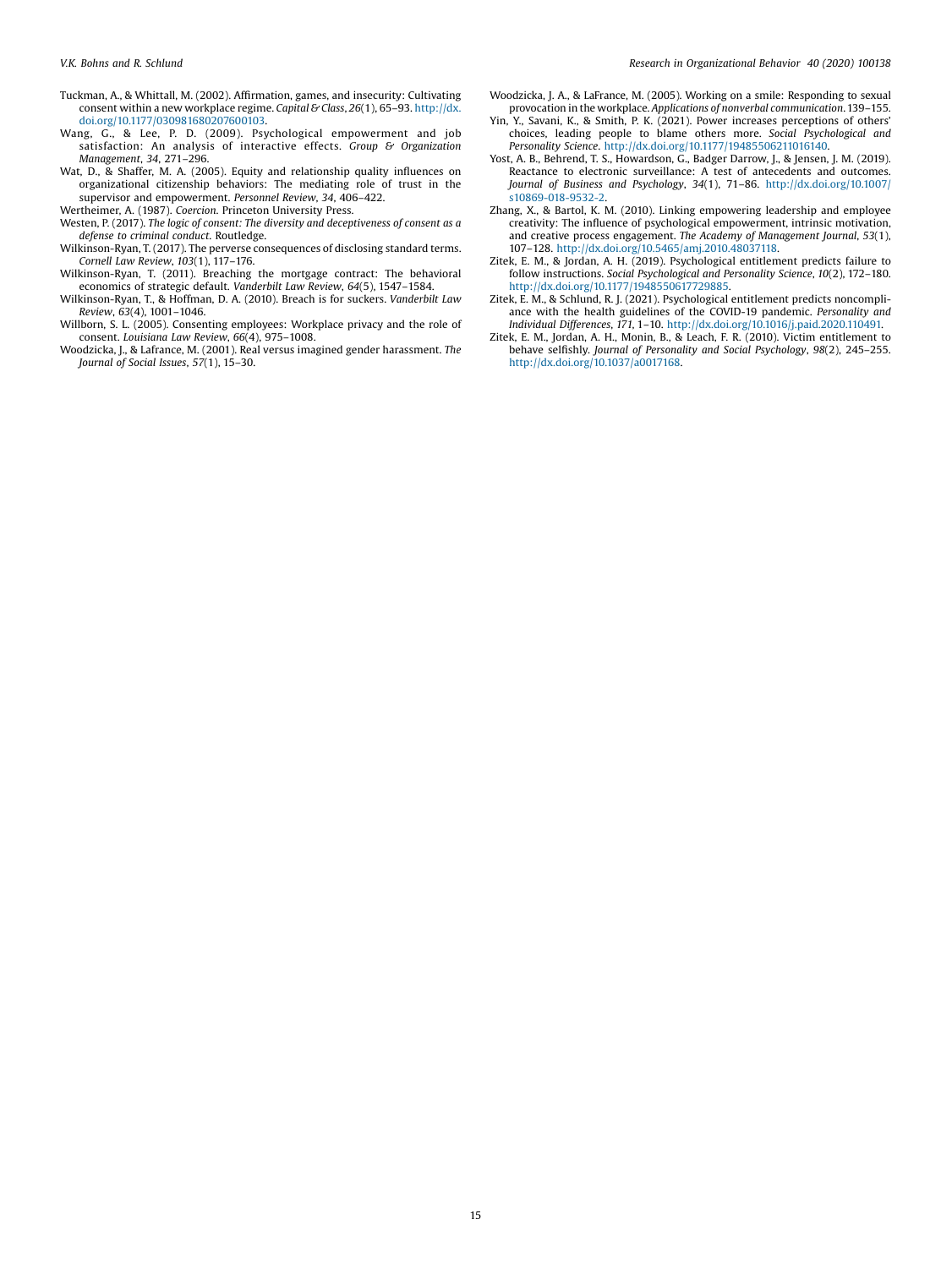Tuckman, A., & Whittall, M. (2002). Affirmation, games, and insecurity: Cultivating consent within a new workplace regime. *Capital & Class*, *26*(1), 65–93. http://dx.doi.org/10.1177/030981680207600103.

Wang, G., & Lee, P. D. (2009). Psychological empowerment and job satisfaction: An analysis of interactive effects. *Group & Organization Management*, *34*, 271–296.

Wat, D., & Shaffer, M. A. (2005). Equity and relationship quality influences on organizational citizenship behaviors: The mediating role of trust in the supervisor and empowerment. *Personnel Review*, *34*, 406–422.

Wertheimer, A. (1987). *Coercion*. Princeton University Press.

Westen, P. (2017). *The logic of consent: The diversity and deceptiveness of consent as a defense to criminal conduct*. Routledge.

Wilkinson-Ryan, T. (2017). The perverse consequences of disclosing standard terms. *Cornell Law Review*, *103*(1), 117–176.

Wilkinson-Ryan, T. (2011). Breaching the mortgage contract: The behavioral economics of strategic default. *Vanderbilt Law Review*, *64*(5), 1547–1584.

Wilkinson-Ryan, T., & Hoffman, D. A. (2010). Breach is for suckers. *Vanderbilt Law Review*, *63*(4), 1001–1046.

Willborn, S. L. (2005). Consenting employees: Workplace privacy and the role of consent. *Louisiana Law Review*, *66*(4), 975–1008.

Woodzicka, J., & Lafrance, M. (2001). Real versus imagined gender harassment. *The Journal of Social Issues*, *57*(1), 15–30.

Woodzicka, J. A., & LaFrance, M. (2005). Working on a smile: Responding to sexual provocation in the workplace. *Applications of nonverbal communication*. 139–155.

Yin, Y., Savani, K., & Smith, P. K. (2021). Power increases perceptions of others' choices, leading people to blame others more. *Social Psychological and Personality Science*. http://dx.doi.org/10.1177/19485506211016140.

Yost, A. B., Behrend, T. S., Howardson, G., Badger Darrow, J., & Jensen, J. M. (2019). Reactance to electronic surveillance: A test of antecedents and outcomes. *Journal of Business and Psychology*, *34*(1), 71–86. http://dx.doi.org/10.1007/s10869-018-9532-2.

Zhang, X., & Bartol, K. M. (2010). Linking empowering leadership and employee creativity: The influence of psychological empowerment, intrinsic motivation, and creative process engagement. *The Academy of Management Journal*, *53*(1), 107–128. http://dx.doi.org/10.5465/amj.2010.48037118.

Zitek, E. M., & Jordan, A. H. (2019). Psychological entitlement predicts failure to follow instructions. *Social Psychological and Personality Science*, *10*(2), 172–180. http://dx.doi.org/10.1177/1948550617729885.

Zitek, E. M., & Schlund, R. J. (2021). Psychological entitlement predicts noncompliance with the health guidelines of the COVID-19 pandemic. *Personality and Individual Differences*, *171*, 1–10. http://dx.doi.org/10.1016/j.paid.2020.110491.

Zitek, E. M., Jordan, A. H., Monin, B., & Leach, F. R. (2010). Victim entitlement to behave selfishly. *Journal of Personality and Social Psychology*, *98*(2), 245–255. http://dx.doi.org/10.1037/a0017168.